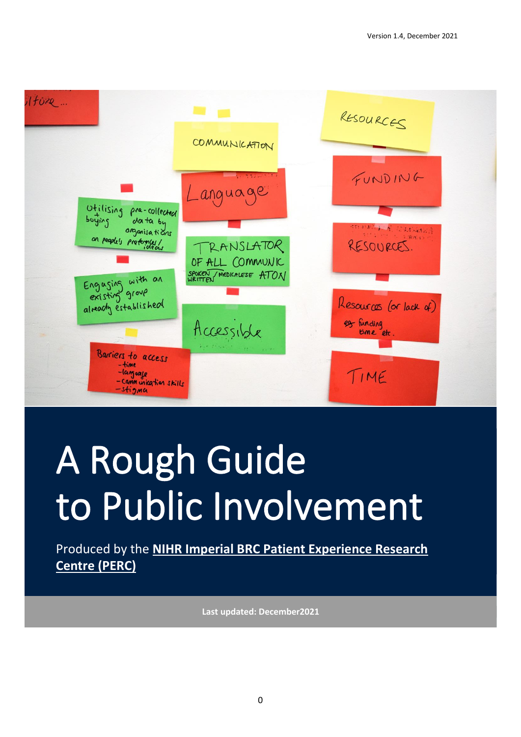Version 1.4, December 2021

# A Rough Guide to Public Involvement

Produced by the **NIHR Imperial BRC Patient Experience Research Centre (PERC)**

**Last updated: December2021**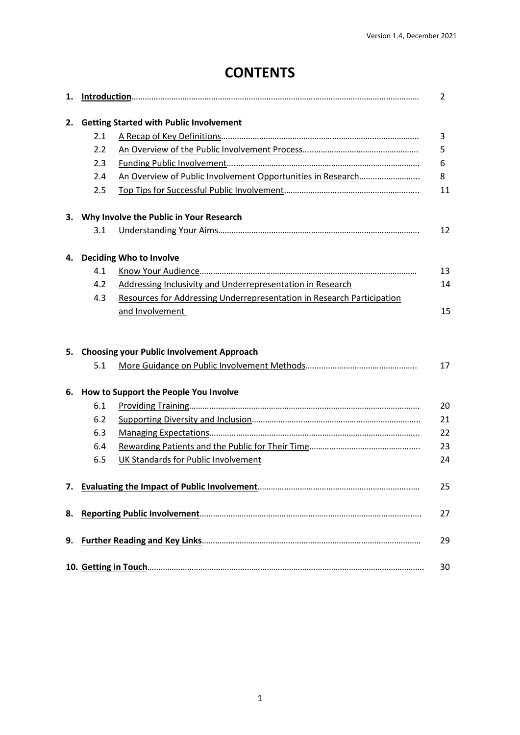# CONTENTS

1. **Introduction** ........ 2

2. **Getting Started with Public Involvement**
   - 2.1 A Recap of Key Definitions ........ 3
   - 2.2 An Overview of the Public Involvement Process ........ 5
   - 2.3 Funding Public Involvement ........ 6
   - 2.4 An Overview of Public Involvement Opportunities in Research ........ 8
   - 2.5 Top Tips for Successful Public Involvement ........ 11

3. **Why Involve the Public in Your Research**
   - 3.1 Understanding Your Aims ........ 12

4. **Deciding Who to Involve**
   - 4.1 Know Your Audience ........ 13
   - 4.2 Addressing Inclusivity and Underrepresentation in Research 14
   - 4.3 Resources for Addressing Underrepresentation in Research Participation and Involvement 15

5. **Choosing your Public Involvement Approach**
   - 5.1 More Guidance on Public Involvement Methods ........ 17

6. **How to Support the People You Involve**
   - 6.1 Providing Training ........ 20
   - 6.2 Supporting Diversity and Inclusion ........ 21
   - 6.3 Managing Expectations ........ 22
   - 6.4 Rewarding Patients and the Public for Their Time ........ 23
   - 6.5 UK Standards for Public Involvement 24

7. **Evaluating the Impact of Public Involvement** ........ 25

8. **Reporting Public Involvement** ........ 27

9. **Further Reading and Key Links** ........ 29

10. **Getting in Touch** ........ 30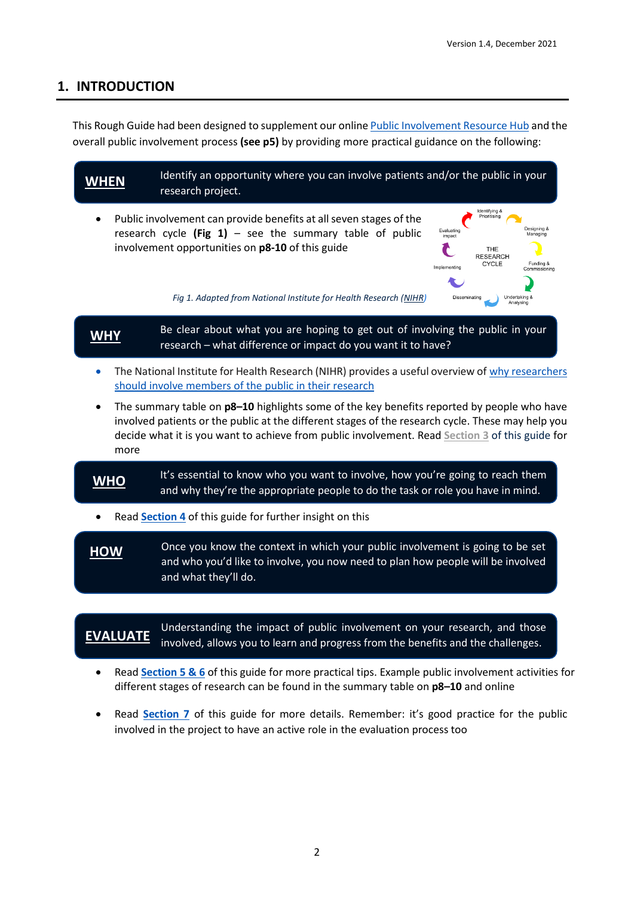## 1. INTRODUCTION

This Rough Guide had been designed to supplement our online Public Involvement Resource Hub and the overall public involvement process **(see p5)** by providing more practical guidance on the following:

**WHEN** — Identify an opportunity where you can involve patients and/or the public in your research project.

- Public involvement can provide benefits at all seven stages of the research cycle **(Fig 1)** – see the summary table of public involvement opportunities on **p8-10** of this guide

THE RESEARCH CYCLE: Identifying & Prioritising; Designing & Managing; Funding & Commissioning; Undertaking & Analysing; Disseminating; Implementing; Evaluating impact

*Fig 1. Adapted from National Institute for Health Research (NIHR)*

**WHY** — Be clear about what you are hoping to get out of involving the public in your research – what difference or impact do you want it to have?

- The National Institute for Health Research (NIHR) provides a useful overview of why researchers should involve members of the public in their research
- The summary table on **p8–10** highlights some of the key benefits reported by people who have involved patients or the public at the different stages of the research cycle. These may help you decide what it is you want to achieve from public involvement. Read Section 3 of this guide for more

**WHO** — It's essential to know who you want to involve, how you're going to reach them and why they're the appropriate people to do the task or role you have in mind.

- Read **Section 4** of this guide for further insight on this

**HOW** — Once you know the context in which your public involvement is going to be set and who you'd like to involve, you now need to plan how people will be involved and what they'll do.

**EVALUATE** — Understanding the impact of public involvement on your research, and those involved, allows you to learn and progress from the benefits and the challenges.

- Read **Section 5 & 6** of this guide for more practical tips. Example public involvement activities for different stages of research can be found in the summary table on **p8–10** and online
- Read **Section 7** of this guide for more details. Remember: it's good practice for the public involved in the project to have an active role in the evaluation process too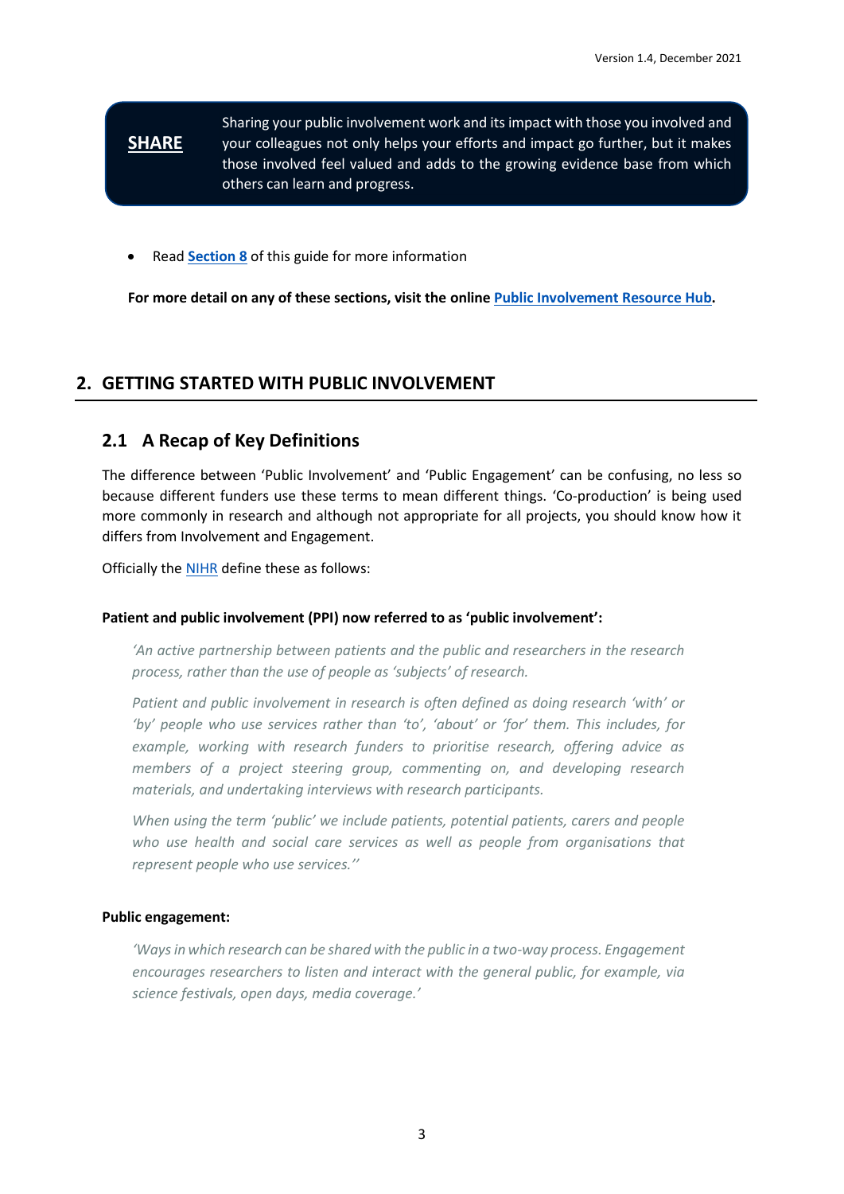**SHARE**

Sharing your public involvement work and its impact with those you involved and your colleagues not only helps your efforts and impact go further, but it makes those involved feel valued and adds to the growing evidence base from which others can learn and progress.

- Read **Section 8** of this guide for more information

**For more detail on any of these sections, visit the online Public Involvement Resource Hub.**

## 2. GETTING STARTED WITH PUBLIC INVOLVEMENT

### 2.1 A Recap of Key Definitions

The difference between 'Public Involvement' and 'Public Engagement' can be confusing, no less so because different funders use these terms to mean different things. 'Co-production' is being used more commonly in research and although not appropriate for all projects, you should know how it differs from Involvement and Engagement.

Officially the NIHR define these as follows:

**Patient and public involvement (PPI) now referred to as 'public involvement':**

> *'An active partnership between patients and the public and researchers in the research process, rather than the use of people as 'subjects' of research.*
>
> *Patient and public involvement in research is often defined as doing research 'with' or 'by' people who use services rather than 'to', 'about' or 'for' them. This includes, for example, working with research funders to prioritise research, offering advice as members of a project steering group, commenting on, and developing research materials, and undertaking interviews with research participants.*
>
> *When using the term 'public' we include patients, potential patients, carers and people who use health and social care services as well as people from organisations that represent people who use services.''*

**Public engagement:**

> *'Ways in which research can be shared with the public in a two-way process. Engagement encourages researchers to listen and interact with the general public, for example, via science festivals, open days, media coverage.'*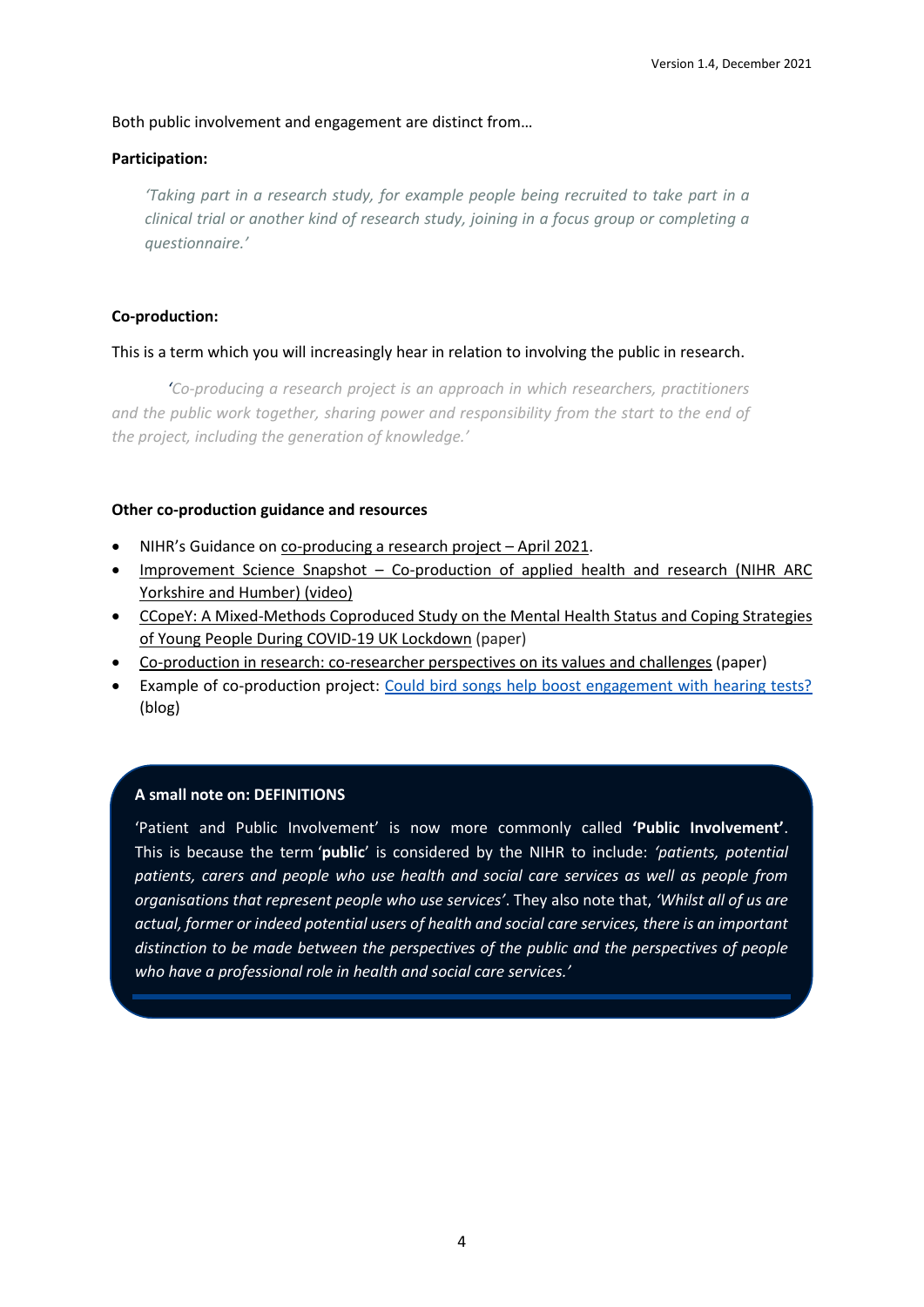Both public involvement and engagement are distinct from…

**Participation:**

> *'Taking part in a research study, for example people being recruited to take part in a clinical trial or another kind of research study, joining in a focus group or completing a questionnaire.'*

**Co-production:**

This is a term which you will increasingly hear in relation to involving the public in research.

> *'Co-producing a research project is an approach in which researchers, practitioners and the public work together, sharing power and responsibility from the start to the end of the project, including the generation of knowledge.'*

**Other co-production guidance and resources**

- NIHR's Guidance on co-producing a research project – April 2021.
- Improvement Science Snapshot – Co-production of applied health and research (NIHR ARC Yorkshire and Humber) (video)
- CCopeY: A Mixed-Methods Coproduced Study on the Mental Health Status and Coping Strategies of Young People During COVID-19 UK Lockdown (paper)
- Co-production in research: co-researcher perspectives on its values and challenges (paper)
- Example of co-production project: Could bird songs help boost engagement with hearing tests? (blog)

**A small note on: DEFINITIONS**

'Patient and Public Involvement' is now more commonly called **'Public Involvement'**. This is because the term '**public**' is considered by the NIHR to include: *'patients, potential patients, carers and people who use health and social care services as well as people from organisations that represent people who use services'*. They also note that, *'Whilst all of us are actual, former or indeed potential users of health and social care services, there is an important distinction to be made between the perspectives of the public and the perspectives of people who have a professional role in health and social care services.'*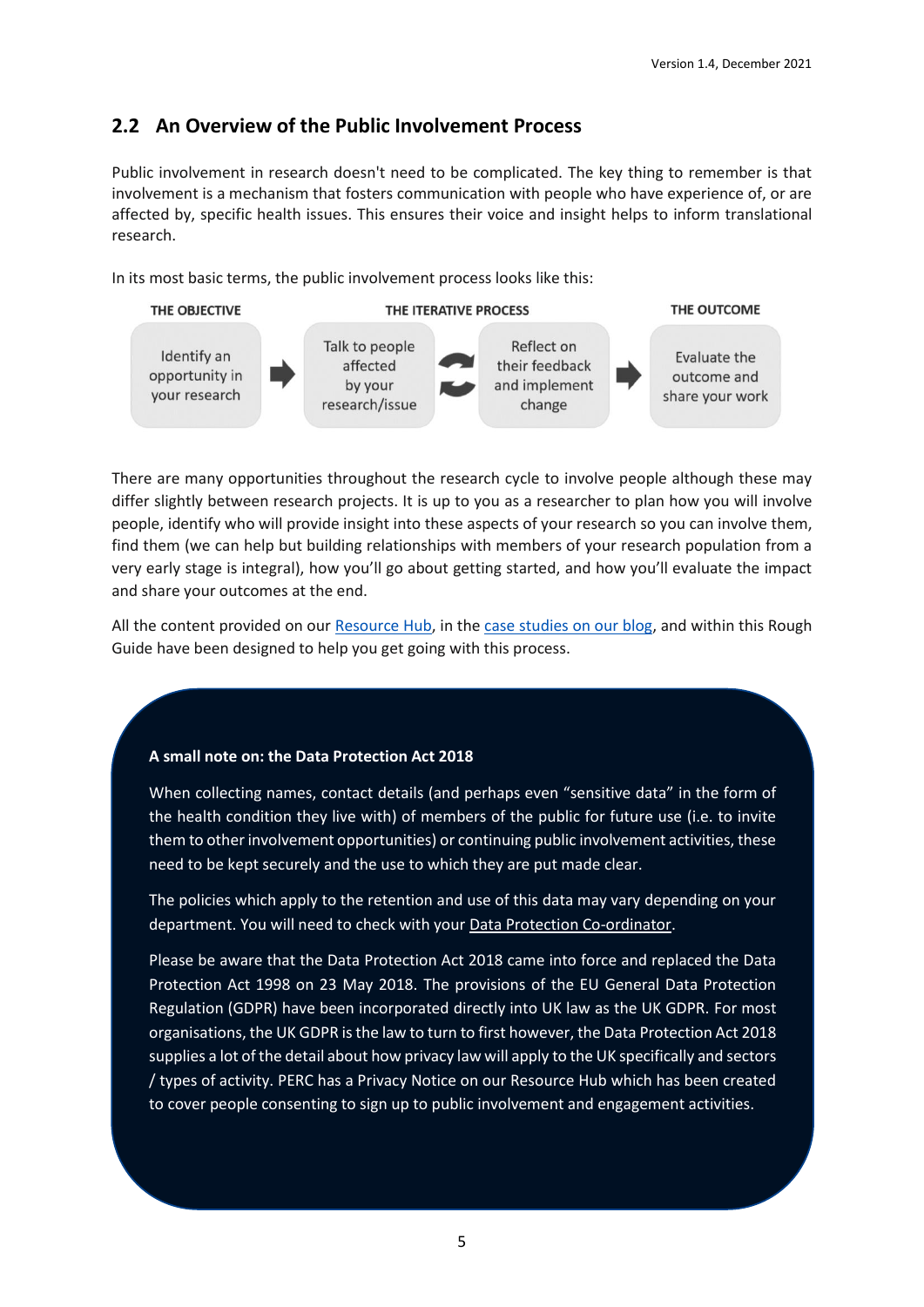## 2.2 An Overview of the Public Involvement Process

Public involvement in research doesn't need to be complicated. The key thing to remember is that involvement is a mechanism that fosters communication with people who have experience of, or are affected by, specific health issues. This ensures their voice and insight helps to inform translational research.

In its most basic terms, the public involvement process looks like this:

| THE OBJECTIVE | THE ITERATIVE PROCESS | | THE OUTCOME |
|---|---|---|---|
| Identify an opportunity in your research | Talk to people affected by your research/issue | Reflect on their feedback and implement change | Evaluate the outcome and share your work |

There are many opportunities throughout the research cycle to involve people although these may differ slightly between research projects. It is up to you as a researcher to plan how you will involve people, identify who will provide insight into these aspects of your research so you can involve them, find them (we can help but building relationships with members of your research population from a very early stage is integral), how you'll go about getting started, and how you'll evaluate the impact and share your outcomes at the end.

All the content provided on our Resource Hub, in the case studies on our blog, and within this Rough Guide have been designed to help you get going with this process.

**A small note on: the Data Protection Act 2018**

When collecting names, contact details (and perhaps even "sensitive data" in the form of the health condition they live with) of members of the public for future use (i.e. to invite them to other involvement opportunities) or continuing public involvement activities, these need to be kept securely and the use to which they are put made clear.

The policies which apply to the retention and use of this data may vary depending on your department. You will need to check with your Data Protection Co-ordinator.

Please be aware that the Data Protection Act 2018 came into force and replaced the Data Protection Act 1998 on 23 May 2018. The provisions of the EU General Data Protection Regulation (GDPR) have been incorporated directly into UK law as the UK GDPR. For most organisations, the UK GDPR is the law to turn to first however, the Data Protection Act 2018 supplies a lot of the detail about how privacy law will apply to the UK specifically and sectors / types of activity. PERC has a Privacy Notice on our Resource Hub which has been created to cover people consenting to sign up to public involvement and engagement activities.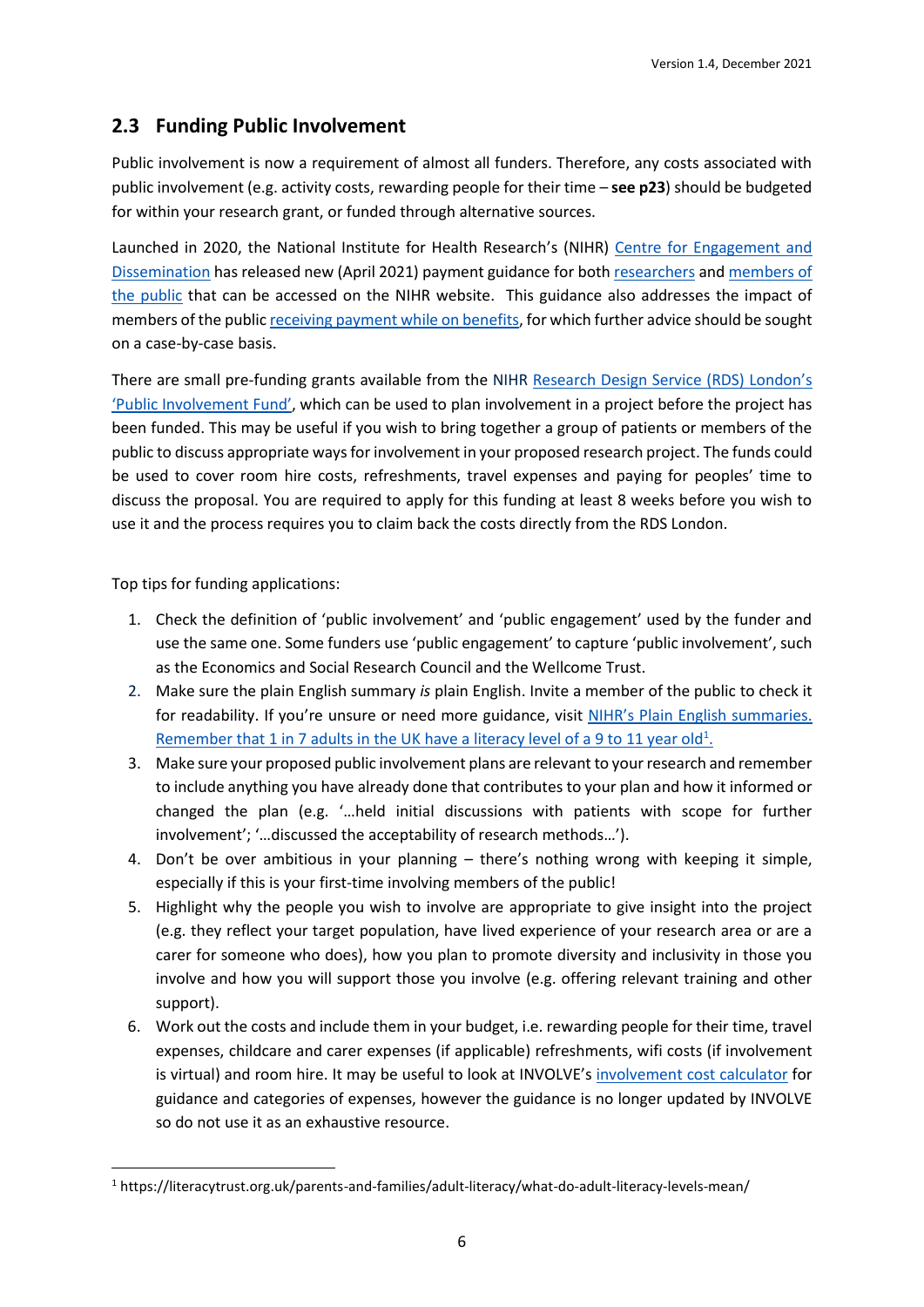## 2.3 Funding Public Involvement

Public involvement is now a requirement of almost all funders. Therefore, any costs associated with public involvement (e.g. activity costs, rewarding people for their time – **see p23**) should be budgeted for within your research grant, or funded through alternative sources.

Launched in 2020, the National Institute for Health Research's (NIHR) Centre for Engagement and Dissemination has released new (April 2021) payment guidance for both researchers and members of the public that can be accessed on the NIHR website. This guidance also addresses the impact of members of the public receiving payment while on benefits, for which further advice should be sought on a case-by-case basis.

There are small pre-funding grants available from the NIHR Research Design Service (RDS) London's 'Public Involvement Fund', which can be used to plan involvement in a project before the project has been funded. This may be useful if you wish to bring together a group of patients or members of the public to discuss appropriate ways for involvement in your proposed research project. The funds could be used to cover room hire costs, refreshments, travel expenses and paying for peoples' time to discuss the proposal. You are required to apply for this funding at least 8 weeks before you wish to use it and the process requires you to claim back the costs directly from the RDS London.

Top tips for funding applications:

1. Check the definition of 'public involvement' and 'public engagement' used by the funder and use the same one. Some funders use 'public engagement' to capture 'public involvement', such as the Economics and Social Research Council and the Wellcome Trust.
2. Make sure the plain English summary *is* plain English. Invite a member of the public to check it for readability. If you're unsure or need more guidance, visit NIHR's Plain English summaries. Remember that 1 in 7 adults in the UK have a literacy level of a 9 to 11 year old[1].
3. Make sure your proposed public involvement plans are relevant to your research and remember to include anything you have already done that contributes to your plan and how it informed or changed the plan (e.g. '…held initial discussions with patients with scope for further involvement'; '…discussed the acceptability of research methods…').
4. Don't be over ambitious in your planning – there's nothing wrong with keeping it simple, especially if this is your first-time involving members of the public!
5. Highlight why the people you wish to involve are appropriate to give insight into the project (e.g. they reflect your target population, have lived experience of your research area or are a carer for someone who does), how you plan to promote diversity and inclusivity in those you involve and how you will support those you involve (e.g. offering relevant training and other support).
6. Work out the costs and include them in your budget, i.e. rewarding people for their time, travel expenses, childcare and carer expenses (if applicable) refreshments, wifi costs (if involvement is virtual) and room hire. It may be useful to look at INVOLVE's involvement cost calculator for guidance and categories of expenses, however the guidance is no longer updated by INVOLVE so do not use it as an exhaustive resource.

---

[1] https://literacytrust.org.uk/parents-and-families/adult-literacy/what-do-adult-literacy-levels-mean/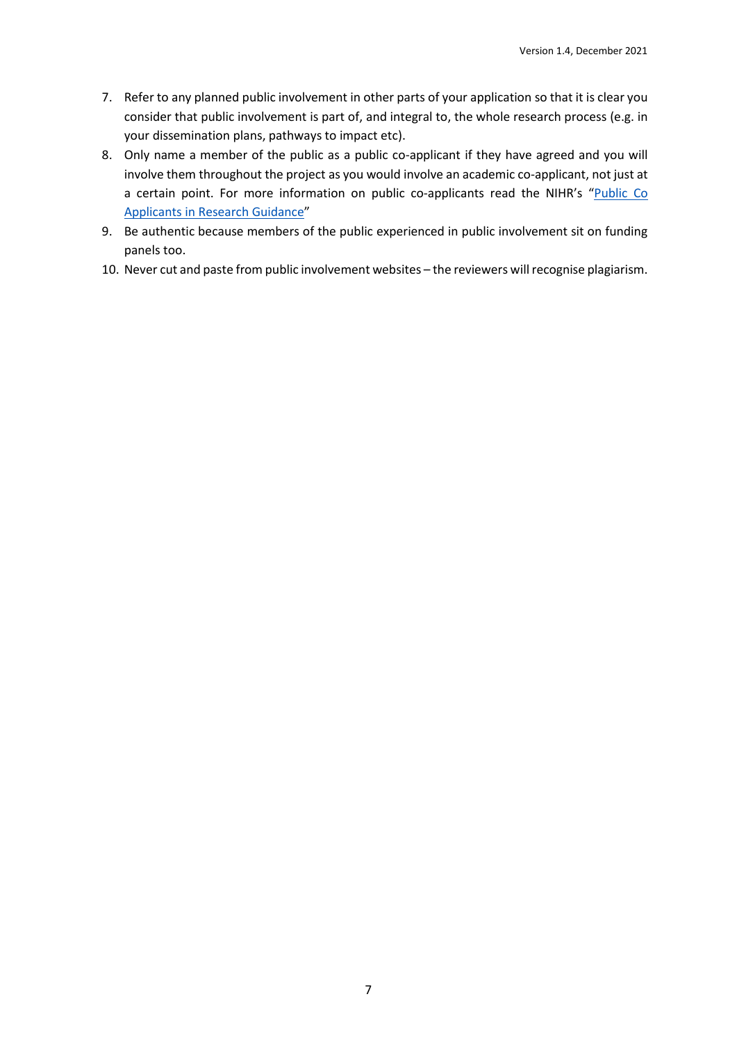7. Refer to any planned public involvement in other parts of your application so that it is clear you consider that public involvement is part of, and integral to, the whole research process (e.g. in your dissemination plans, pathways to impact etc).
8. Only name a member of the public as a public co-applicant if they have agreed and you will involve them throughout the project as you would involve an academic co-applicant, not just at a certain point. For more information on public co-applicants read the NIHR's "Public Co Applicants in Research Guidance"
9. Be authentic because members of the public experienced in public involvement sit on funding panels too.
10. Never cut and paste from public involvement websites – the reviewers will recognise plagiarism.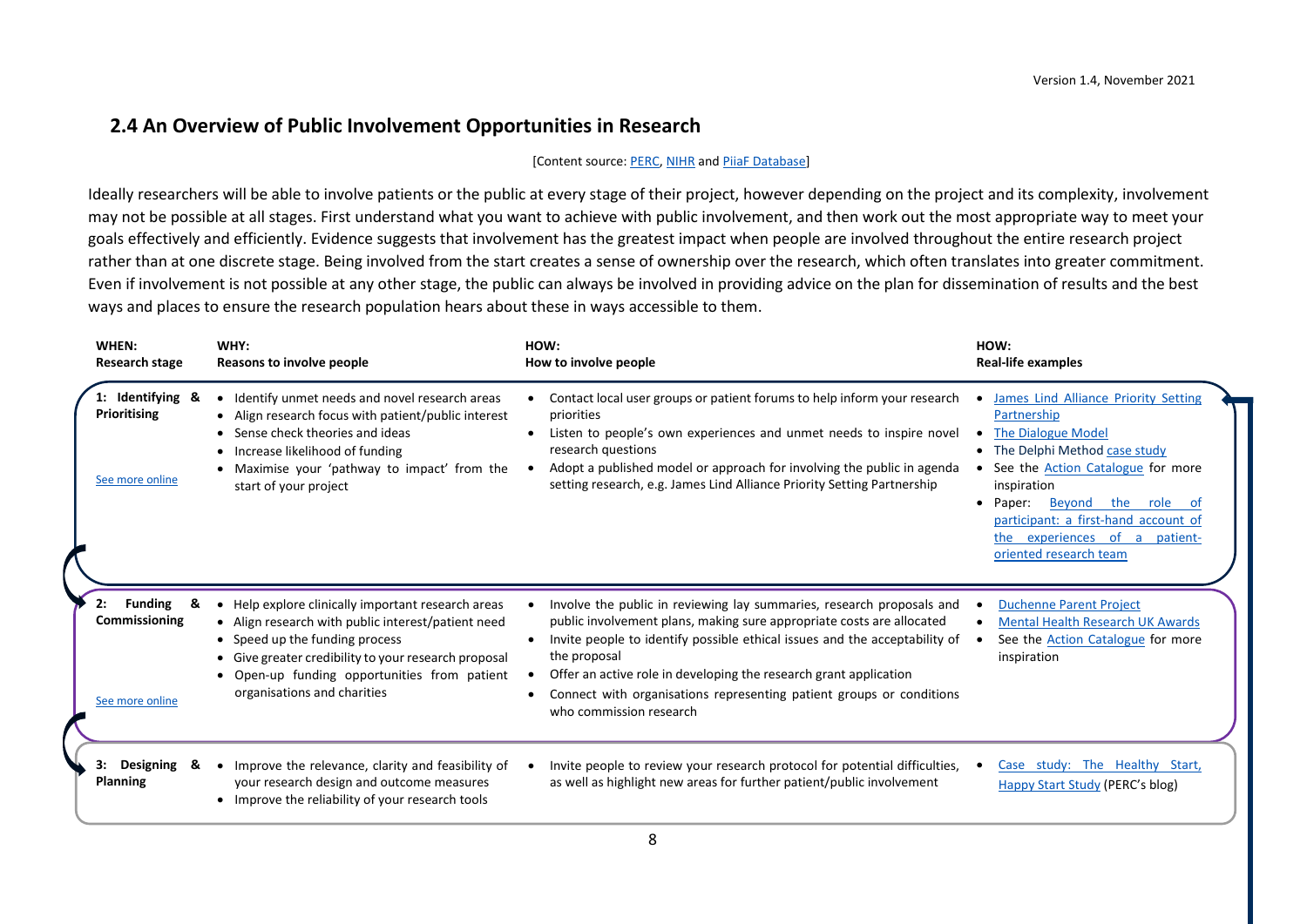## 2.4 An Overview of Public Involvement Opportunities in Research

[Content source: PERC, NIHR and PiiaF Database]

Ideally researchers will be able to involve patients or the public at every stage of their project, however depending on the project and its complexity, involvement may not be possible at all stages. First understand what you want to achieve with public involvement, and then work out the most appropriate way to meet your goals effectively and efficiently. Evidence suggests that involvement has the greatest impact when people are involved throughout the entire research project rather than at one discrete stage. Being involved from the start creates a sense of ownership over the research, which often translates into greater commitment. Even if involvement is not possible at any other stage, the public can always be involved in providing advice on the plan for dissemination of results and the best ways and places to ensure the research population hears about these in ways accessible to them.

| WHEN: Research stage | WHY: Reasons to involve people | HOW: How to involve people | HOW: Real-life examples |
|---|---|---|---|
| **1: Identifying & Prioritising** <br><br> See more online | • Identify unmet needs and novel research areas <br> • Align research focus with patient/public interest <br> • Sense check theories and ideas <br> • Increase likelihood of funding <br> • Maximise your 'pathway to impact' from the start of your project | • Contact local user groups or patient forums to help inform your research priorities <br> • Listen to people's own experiences and unmet needs to inspire novel research questions <br> • Adopt a published model or approach for involving the public in agenda setting research, e.g. James Lind Alliance Priority Setting Partnership | • James Lind Alliance Priority Setting Partnership <br> • The Dialogue Model <br> • The Delphi Method case study <br> • See the Action Catalogue for more inspiration <br> • Paper: Beyond the role of participant: a first-hand account of the experiences of a patient-oriented research team |
| **2: Funding & Commissioning** <br><br> See more online | • Help explore clinically important research areas <br> • Align research with public interest/patient need <br> • Speed up the funding process <br> • Give greater credibility to your research proposal <br> • Open-up funding opportunities from patient organisations and charities | • Involve the public in reviewing lay summaries, research proposals and public involvement plans, making sure appropriate costs are allocated <br> • Invite people to identify possible ethical issues and the acceptability of the proposal <br> • Offer an active role in developing the research grant application <br> • Connect with organisations representing patient groups or conditions who commission research | • Duchenne Parent Project <br> • Mental Health Research UK Awards <br> • See the Action Catalogue for more inspiration |
| **3: Designing & Planning** | • Improve the relevance, clarity and feasibility of your research design and outcome measures <br> • Improve the reliability of your research tools | • Invite people to review your research protocol for potential difficulties, as well as highlight new areas for further patient/public involvement | • Case study: The Healthy Start, Happy Start Study (PERC's blog) |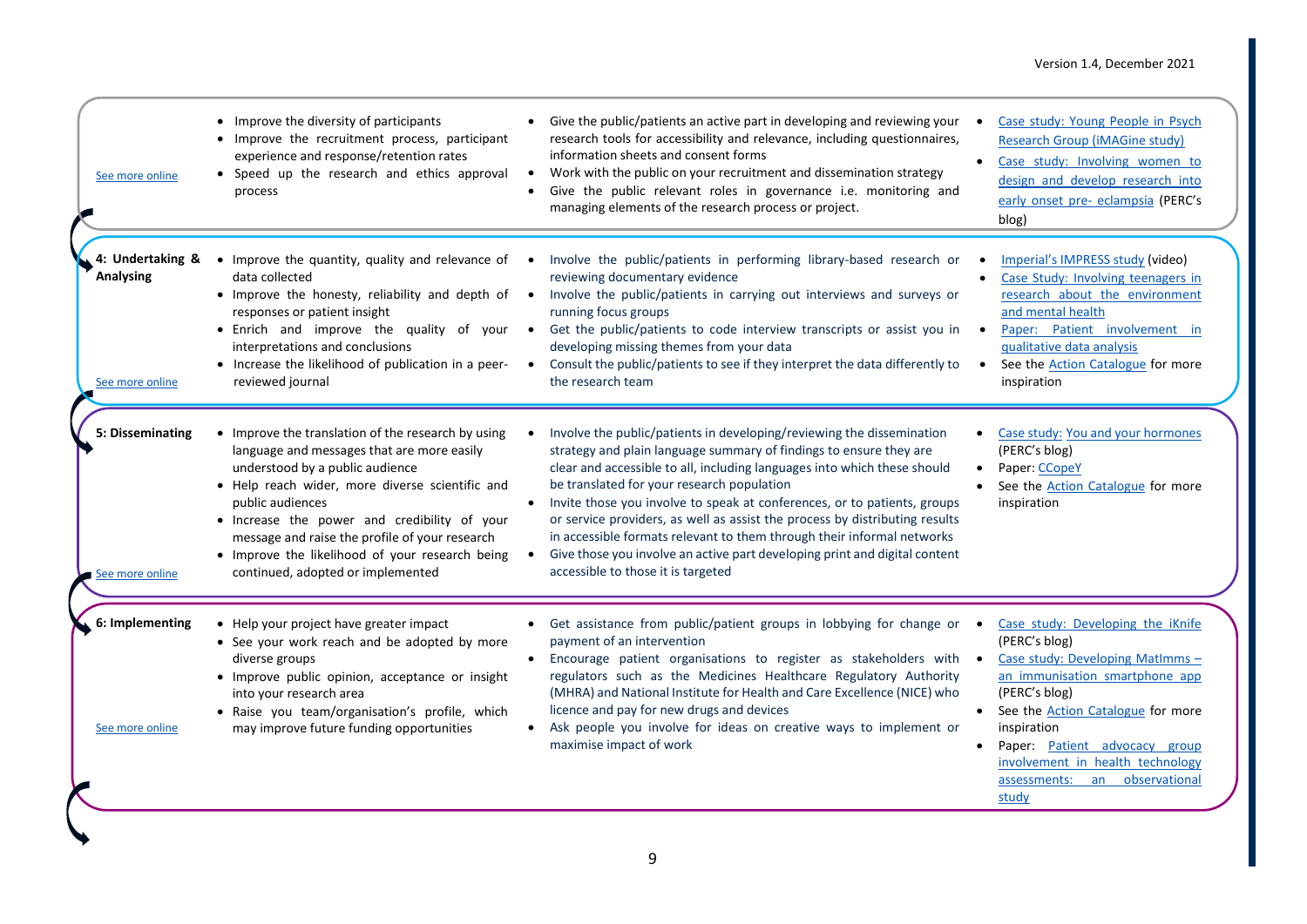| Stage | Benefits | How to involve | Examples |
|---|---|---|---|
| See more online | • Improve the diversity of participants<br>• Improve the recruitment process, participant experience and response/retention rates<br>• Speed up the research and ethics approval process | • Give the public/patients an active part in developing and reviewing your research tools for accessibility and relevance, including questionnaires, information sheets and consent forms<br>• Work with the public on your recruitment and dissemination strategy<br>• Give the public relevant roles in governance i.e. monitoring and managing elements of the research process or project. | • Case study: Young People in Psych Research Group (iMAGine study)<br>• Case study: Involving women to design and develop research into early onset pre- eclampsia (PERC's blog) |
| **4: Undertaking & Analysing**<br><br>See more online | • Improve the quantity, quality and relevance of data collected<br>• Improve the honesty, reliability and depth of responses or patient insight<br>• Enrich and improve the quality of your interpretations and conclusions<br>• Increase the likelihood of publication in a peer-reviewed journal | • Involve the public/patients in performing library-based research or reviewing documentary evidence<br>• Involve the public/patients in carrying out interviews and surveys or running focus groups<br>• Get the public/patients to code interview transcripts or assist you in developing missing themes from your data<br>• Consult the public/patients to see if they interpret the data differently to the research team | • Imperial's IMPRESS study (video)<br>• Case Study: Involving teenagers in research about the environment and mental health<br>• Paper: Patient involvement in qualitative data analysis<br>• See the Action Catalogue for more inspiration |
| **5: Disseminating**<br><br>See more online | • Improve the translation of the research by using language and messages that are more easily understood by a public audience<br>• Help reach wider, more diverse scientific and public audiences<br>• Increase the power and credibility of your message and raise the profile of your research<br>• Improve the likelihood of your research being continued, adopted or implemented | • Involve the public/patients in developing/reviewing the dissemination strategy and plain language summary of findings to ensure they are clear and accessible to all, including languages into which these should be translated for your research population<br>• Invite those you involve to speak at conferences, or to patients, groups or service providers, as well as assist the process by distributing results in accessible formats relevant to them through their informal networks<br>• Give those you involve an active part developing print and digital content accessible to those it is targeted | • Case study: You and your hormones (PERC's blog)<br>• Paper: CCopeY<br>• See the Action Catalogue for more inspiration |
| **6: Implementing**<br><br>See more online | • Help your project have greater impact<br>• See your work reach and be adopted by more diverse groups<br>• Improve public opinion, acceptance or insight into your research area<br>• Raise you team/organisation's profile, which may improve future funding opportunities | • Get assistance from public/patient groups in lobbying for change or payment of an intervention<br>• Encourage patient organisations to register as stakeholders with regulators such as the Medicines Healthcare Regulatory Authority (MHRA) and National Institute for Health and Care Excellence (NICE) who licence and pay for new drugs and devices<br>• Ask people you involve for ideas on creative ways to implement or maximise impact of work | • Case study: Developing the iKnife (PERC's blog)<br>• Case study: Developing MatImms – an immunisation smartphone app (PERC's blog)<br>• See the Action Catalogue for more inspiration<br>• Paper: Patient advocacy group involvement in health technology assessments: an observational study |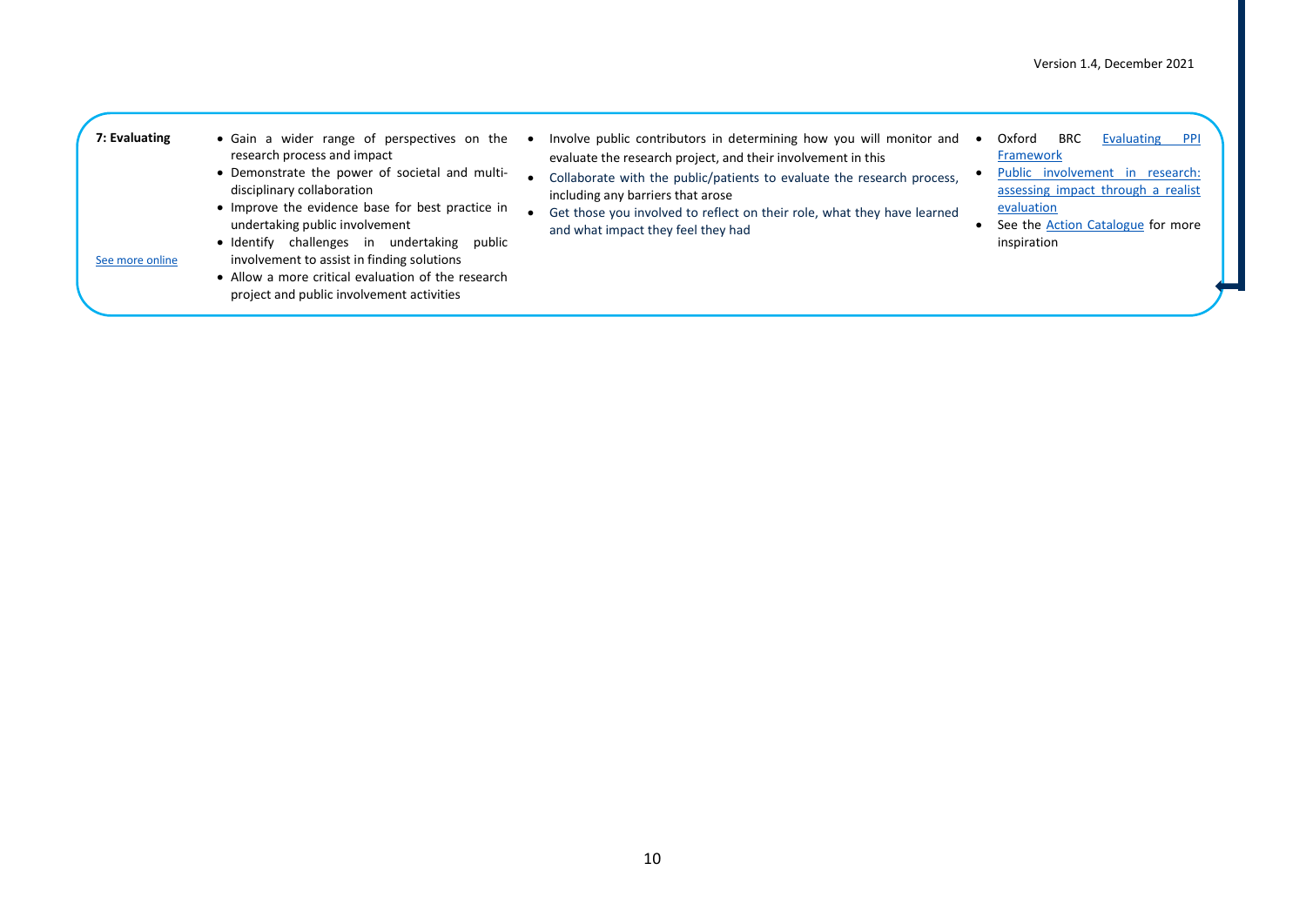| 7: Evaluating<br><br>See more online | • Gain a wider range of perspectives on the research process and impact<br>• Demonstrate the power of societal and multi-disciplinary collaboration<br>• Improve the evidence base for best practice in undertaking public involvement<br>• Identify challenges in undertaking public involvement to assist in finding solutions<br>• Allow a more critical evaluation of the research project and public involvement activities | • Involve public contributors in determining how you will monitor and evaluate the research project, and their involvement in this<br>• Collaborate with the public/patients to evaluate the research process, including any barriers that arose<br>• Get those you involved to reflect on their role, what they have learned and what impact they feel they had | • Oxford BRC Evaluating PPI Framework<br>• Public involvement in research: assessing impact through a realist evaluation<br>• See the Action Catalogue for more inspiration |
| --- | --- | --- | --- |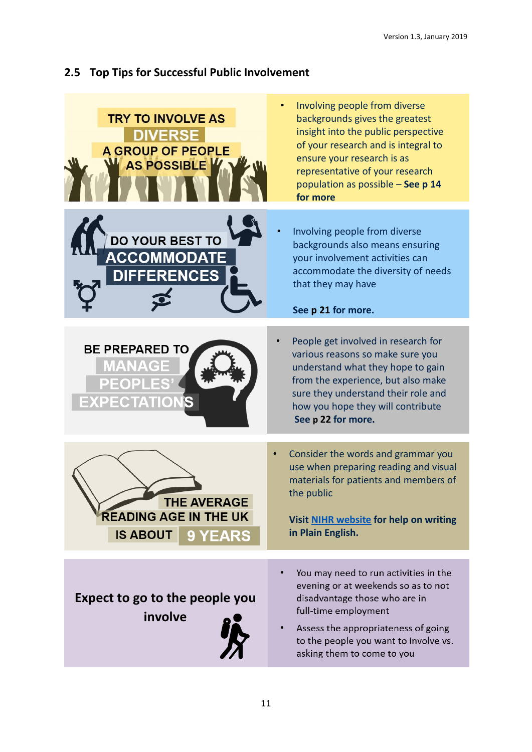## 2.5 Top Tips for Successful Public Involvement

**TRY TO INVOLVE AS DIVERSE A GROUP OF PEOPLE AS POSSIBLE**

- Involving people from diverse backgrounds gives the greatest insight into the public perspective of your research and is integral to ensure your research is as representative of your research population as possible – **See p 14 for more**

**DO YOUR BEST TO ACCOMMODATE DIFFERENCES**

- Involving people from diverse backgrounds also means ensuring your involvement activities can accommodate the diversity of needs that they may have

  **See p 21 for more.**

**BE PREPARED TO MANAGE PEOPLES' EXPECTATIONS**

- People get involved in research for various reasons so make sure you understand what they hope to gain from the experience, but also make sure they understand their role and how you hope they will contribute **See p 22 for more.**

**THE AVERAGE READING AGE IN THE UK IS ABOUT 9 YEARS**

- Consider the words and grammar you use when preparing reading and visual materials for patients and members of the public

  **Visit NIHR website for help on writing in Plain English.**

**Expect to go to the people you involve**

- You may need to run activities in the evening or at weekends so as to not disadvantage those who are in full-time employment
- Assess the appropriateness of going to the people you want to involve vs. asking them to come to you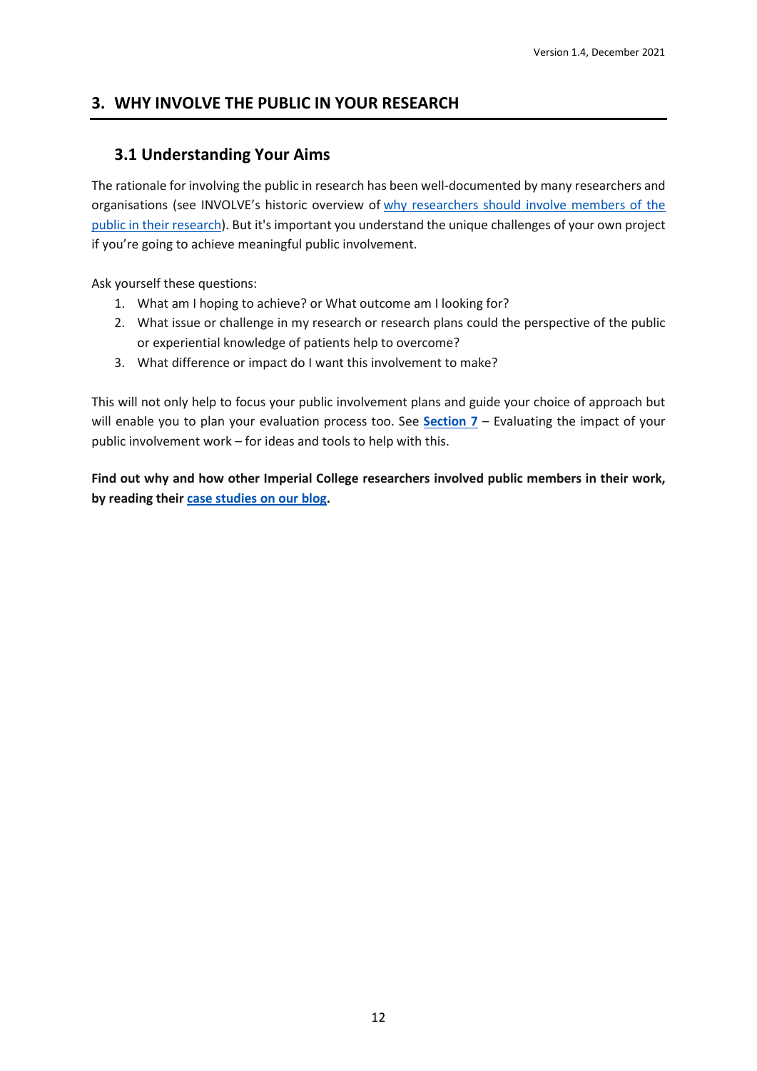## 3. WHY INVOLVE THE PUBLIC IN YOUR RESEARCH

### 3.1 Understanding Your Aims

The rationale for involving the public in research has been well-documented by many researchers and organisations (see INVOLVE's historic overview of why researchers should involve members of the public in their research). But it's important you understand the unique challenges of your own project if you're going to achieve meaningful public involvement.

Ask yourself these questions:

1. What am I hoping to achieve? or What outcome am I looking for?
2. What issue or challenge in my research or research plans could the perspective of the public or experiential knowledge of patients help to overcome?
3. What difference or impact do I want this involvement to make?

This will not only help to focus your public involvement plans and guide your choice of approach but will enable you to plan your evaluation process too. See **Section 7** – Evaluating the impact of your public involvement work – for ideas and tools to help with this.

**Find out why and how other Imperial College researchers involved public members in their work, by reading their case studies on our blog.**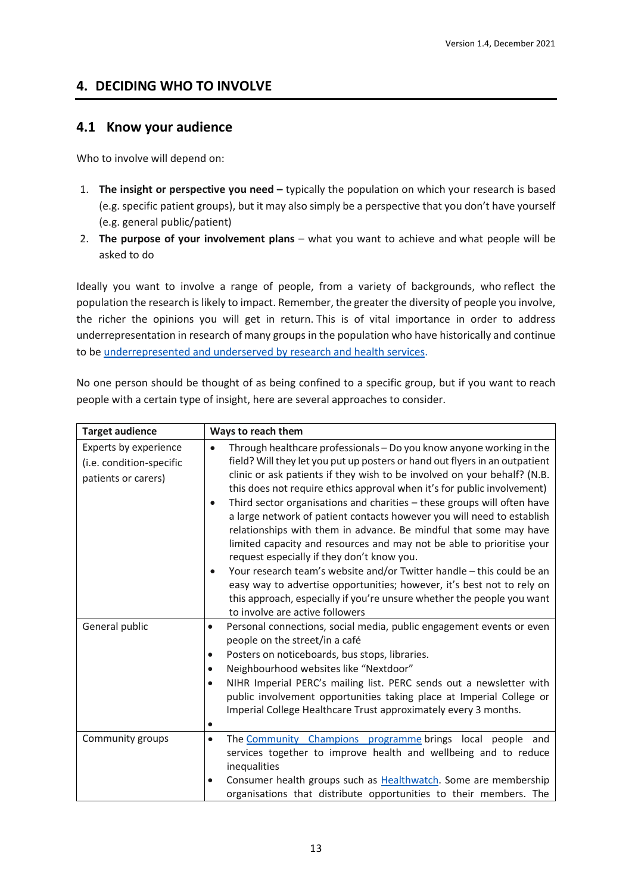## 4. DECIDING WHO TO INVOLVE

### 4.1 Know your audience

Who to involve will depend on:

1. **The insight or perspective you need –** typically the population on which your research is based (e.g. specific patient groups), but it may also simply be a perspective that you don't have yourself (e.g. general public/patient)
2. **The purpose of your involvement plans** – what you want to achieve and what people will be asked to do

Ideally you want to involve a range of people, from a variety of backgrounds, who reflect the population the research is likely to impact. Remember, the greater the diversity of people you involve, the richer the opinions you will get in return. This is of vital importance in order to address underrepresentation in research of many groups in the population who have historically and continue to be underrepresented and underserved by research and health services.

No one person should be thought of as being confined to a specific group, but if you want to reach people with a certain type of insight, here are several approaches to consider.

| Target audience | Ways to reach them |
|---|---|
| Experts by experience (i.e. condition-specific patients or carers) | • Through healthcare professionals – Do you know anyone working in the field? Will they let you put up posters or hand out flyers in an outpatient clinic or ask patients if they wish to be involved on your behalf? (N.B. this does not require ethics approval when it's for public involvement)<br>• Third sector organisations and charities – these groups will often have a large network of patient contacts however you will need to establish relationships with them in advance. Be mindful that some may have limited capacity and resources and may not be able to prioritise your request especially if they don't know you.<br>• Your research team's website and/or Twitter handle – this could be an easy way to advertise opportunities; however, it's best not to rely on this approach, especially if you're unsure whether the people you want to involve are active followers |
| General public | • Personal connections, social media, public engagement events or even people on the street/in a café<br>• Posters on noticeboards, bus stops, libraries.<br>• Neighbourhood websites like "Nextdoor"<br>• NIHR Imperial PERC's mailing list. PERC sends out a newsletter with public involvement opportunities taking place at Imperial College or Imperial College Healthcare Trust approximately every 3 months.<br>• |
| Community groups | • The Community Champions programme brings local people and services together to improve health and wellbeing and to reduce inequalities<br>• Consumer health groups such as Healthwatch. Some are membership organisations that distribute opportunities to their members. The |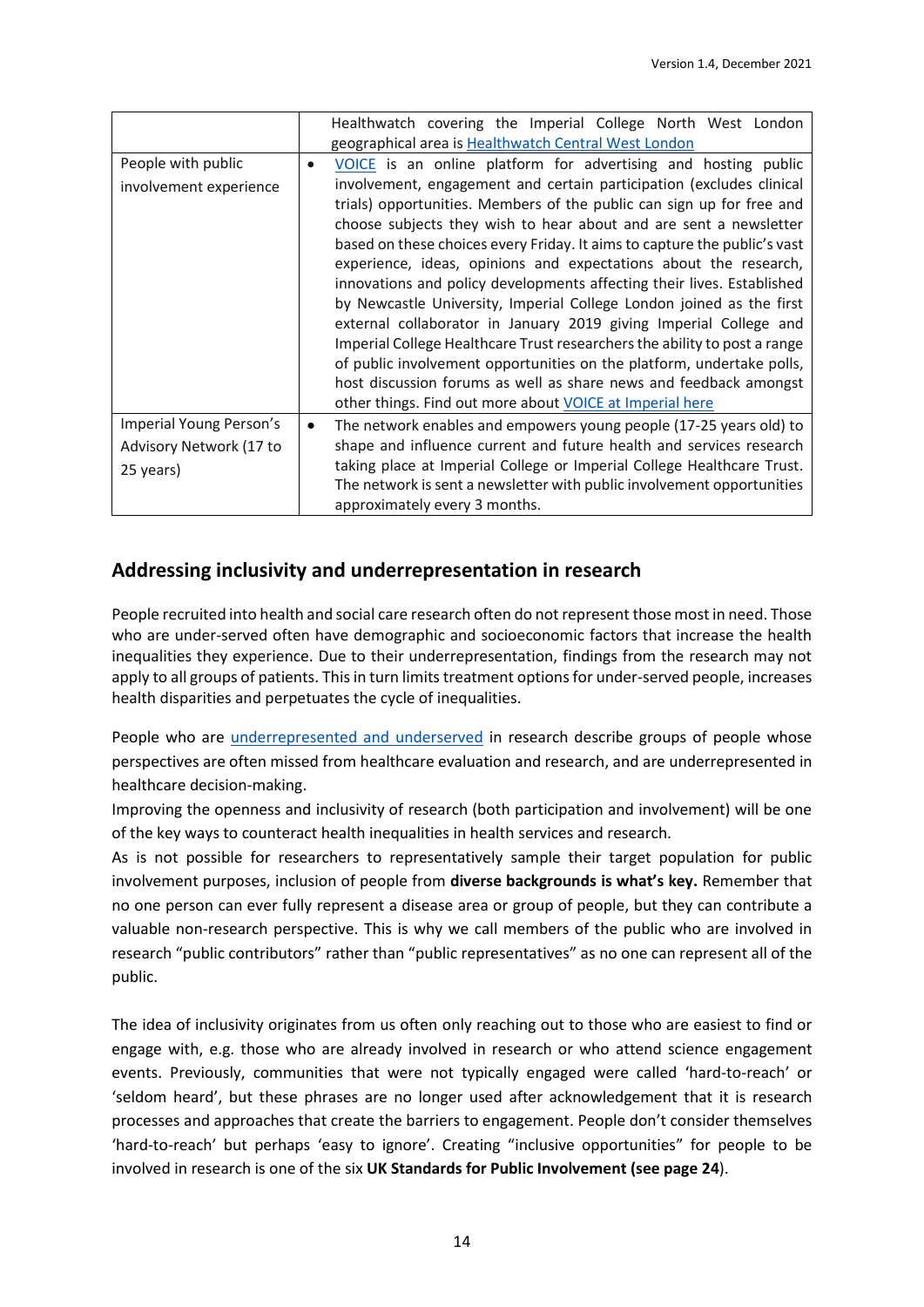|  |  |
|---|---|
|  | Healthwatch covering the Imperial College North West London geographical area is Healthwatch Central West London |
| People with public involvement experience | • VOICE is an online platform for advertising and hosting public involvement, engagement and certain participation (excludes clinical trials) opportunities. Members of the public can sign up for free and choose subjects they wish to hear about and are sent a newsletter based on these choices every Friday. It aims to capture the public's vast experience, ideas, opinions and expectations about the research, innovations and policy developments affecting their lives. Established by Newcastle University, Imperial College London joined as the first external collaborator in January 2019 giving Imperial College and Imperial College Healthcare Trust researchers the ability to post a range of public involvement opportunities on the platform, undertake polls, host discussion forums as well as share news and feedback amongst other things. Find out more about VOICE at Imperial here |
| Imperial Young Person's Advisory Network (17 to 25 years) | • The network enables and empowers young people (17-25 years old) to shape and influence current and future health and services research taking place at Imperial College or Imperial College Healthcare Trust. The network is sent a newsletter with public involvement opportunities approximately every 3 months. |

## Addressing inclusivity and underrepresentation in research

People recruited into health and social care research often do not represent those most in need. Those who are under-served often have demographic and socioeconomic factors that increase the health inequalities they experience. Due to their underrepresentation, findings from the research may not apply to all groups of patients. This in turn limits treatment options for under-served people, increases health disparities and perpetuates the cycle of inequalities.

People who are underrepresented and underserved in research describe groups of people whose perspectives are often missed from healthcare evaluation and research, and are underrepresented in healthcare decision-making.

Improving the openness and inclusivity of research (both participation and involvement) will be one of the key ways to counteract health inequalities in health services and research.

As is not possible for researchers to representatively sample their target population for public involvement purposes, inclusion of people from **diverse backgrounds is what's key.** Remember that no one person can ever fully represent a disease area or group of people, but they can contribute a valuable non-research perspective. This is why we call members of the public who are involved in research "public contributors" rather than "public representatives" as no one can represent all of the public.

The idea of inclusivity originates from us often only reaching out to those who are easiest to find or engage with, e.g. those who are already involved in research or who attend science engagement events. Previously, communities that were not typically engaged were called 'hard-to-reach' or 'seldom heard', but these phrases are no longer used after acknowledgement that it is research processes and approaches that create the barriers to engagement. People don't consider themselves 'hard-to-reach' but perhaps 'easy to ignore'. Creating "inclusive opportunities" for people to be involved in research is one of the six **UK Standards for Public Involvement (see page 24**).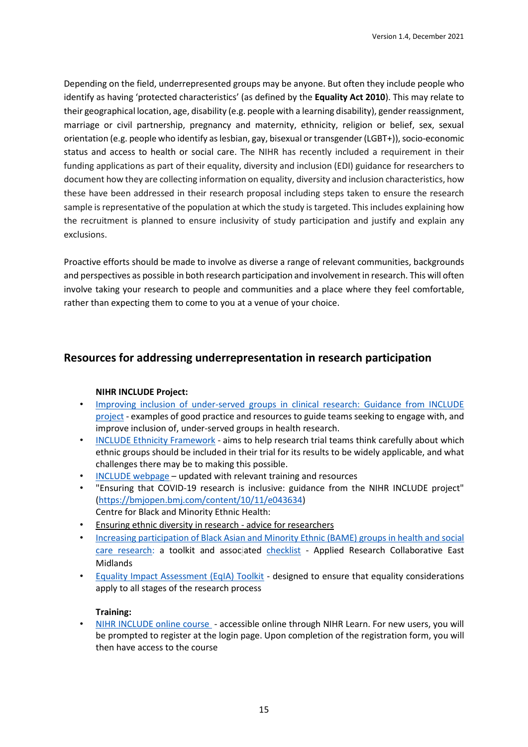Depending on the field, underrepresented groups may be anyone. But often they include people who identify as having 'protected characteristics' (as defined by the **Equality Act 2010**). This may relate to their geographical location, age, disability (e.g. people with a learning disability), gender reassignment, marriage or civil partnership, pregnancy and maternity, ethnicity, religion or belief, sex, sexual orientation (e.g. people who identify as lesbian, gay, bisexual or transgender (LGBT+)), socio-economic status and access to health or social care. The NIHR has recently included a requirement in their funding applications as part of their equality, diversity and inclusion (EDI) guidance for researchers to document how they are collecting information on equality, diversity and inclusion characteristics, how these have been addressed in their research proposal including steps taken to ensure the research sample is representative of the population at which the study is targeted. This includes explaining how the recruitment is planned to ensure inclusivity of study participation and justify and explain any exclusions.

Proactive efforts should be made to involve as diverse a range of relevant communities, backgrounds and perspectives as possible in both research participation and involvement in research. This will often involve taking your research to people and communities and a place where they feel comfortable, rather than expecting them to come to you at a venue of your choice.

## Resources for addressing underrepresentation in research participation

**NIHR INCLUDE Project:**

- Improving inclusion of under-served groups in clinical research: Guidance from INCLUDE project - examples of good practice and resources to guide teams seeking to engage with, and improve inclusion of, under-served groups in health research.
- INCLUDE Ethnicity Framework - aims to help research trial teams think carefully about which ethnic groups should be included in their trial for its results to be widely applicable, and what challenges there may be to making this possible.
- INCLUDE webpage – updated with relevant training and resources
- "Ensuring that COVID-19 research is inclusive: guidance from the NIHR INCLUDE project" (https://bmjopen.bmj.com/content/10/11/e043634)
  Centre for Black and Minority Ethnic Health:
- Ensuring ethnic diversity in research - advice for researchers
- Increasing participation of Black Asian and Minority Ethnic (BAME) groups in health and social care research: a toolkit and associated checklist - Applied Research Collaborative East Midlands
- Equality Impact Assessment (EqIA) Toolkit - designed to ensure that equality considerations apply to all stages of the research process

**Training:**

- NIHR INCLUDE online course - accessible online through NIHR Learn. For new users, you will be prompted to register at the login page. Upon completion of the registration form, you will then have access to the course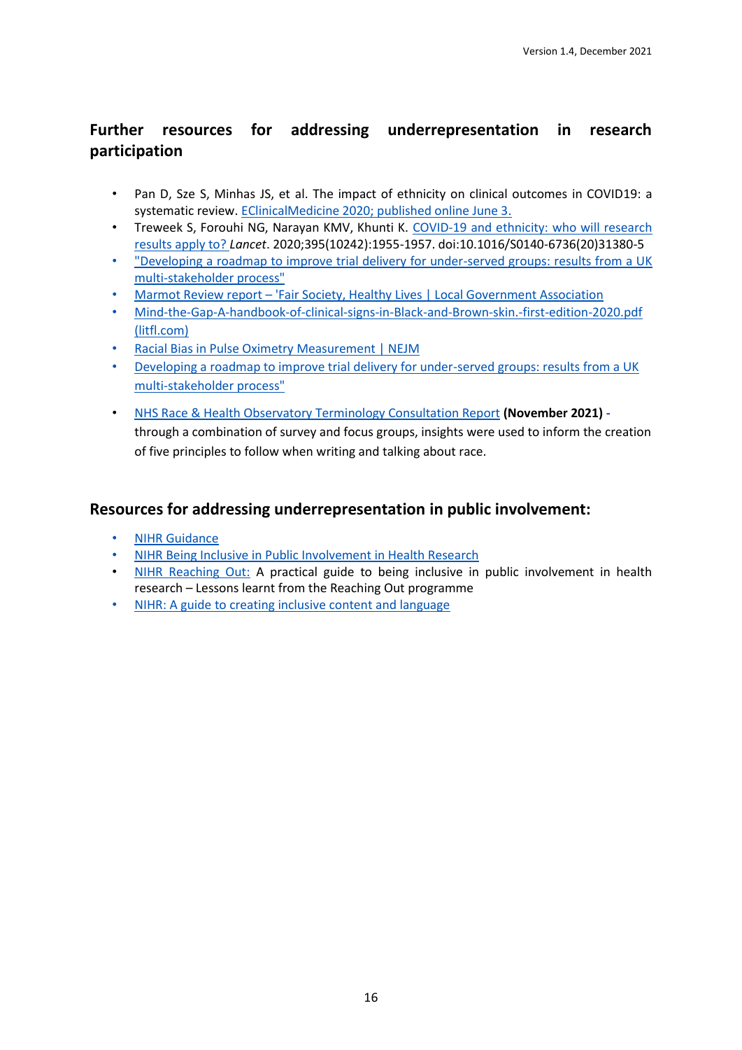## Further resources for addressing underrepresentation in research participation

- Pan D, Sze S, Minhas JS, et al. The impact of ethnicity on clinical outcomes in COVID19: a systematic review. EClinicalMedicine 2020; published online June 3.
- Treweek S, Forouhi NG, Narayan KMV, Khunti K. COVID-19 and ethnicity: who will research results apply to? *Lancet*. 2020;395(10242):1955-1957. doi:10.1016/S0140-6736(20)31380-5
- "Developing a roadmap to improve trial delivery for under-served groups: results from a UK multi-stakeholder process"
- Marmot Review report – 'Fair Society, Healthy Lives | Local Government Association
- Mind-the-Gap-A-handbook-of-clinical-signs-in-Black-and-Brown-skin.-first-edition-2020.pdf (litfl.com)
- Racial Bias in Pulse Oximetry Measurement | NEJM
- Developing a roadmap to improve trial delivery for under-served groups: results from a UK multi-stakeholder process"
- NHS Race & Health Observatory Terminology Consultation Report **(November 2021)** - through a combination of survey and focus groups, insights were used to inform the creation of five principles to follow when writing and talking about race.

## Resources for addressing underrepresentation in public involvement:

- NIHR Guidance
- NIHR Being Inclusive in Public Involvement in Health Research
- NIHR Reaching Out: A practical guide to being inclusive in public involvement in health research – Lessons learnt from the Reaching Out programme
- NIHR: A guide to creating inclusive content and language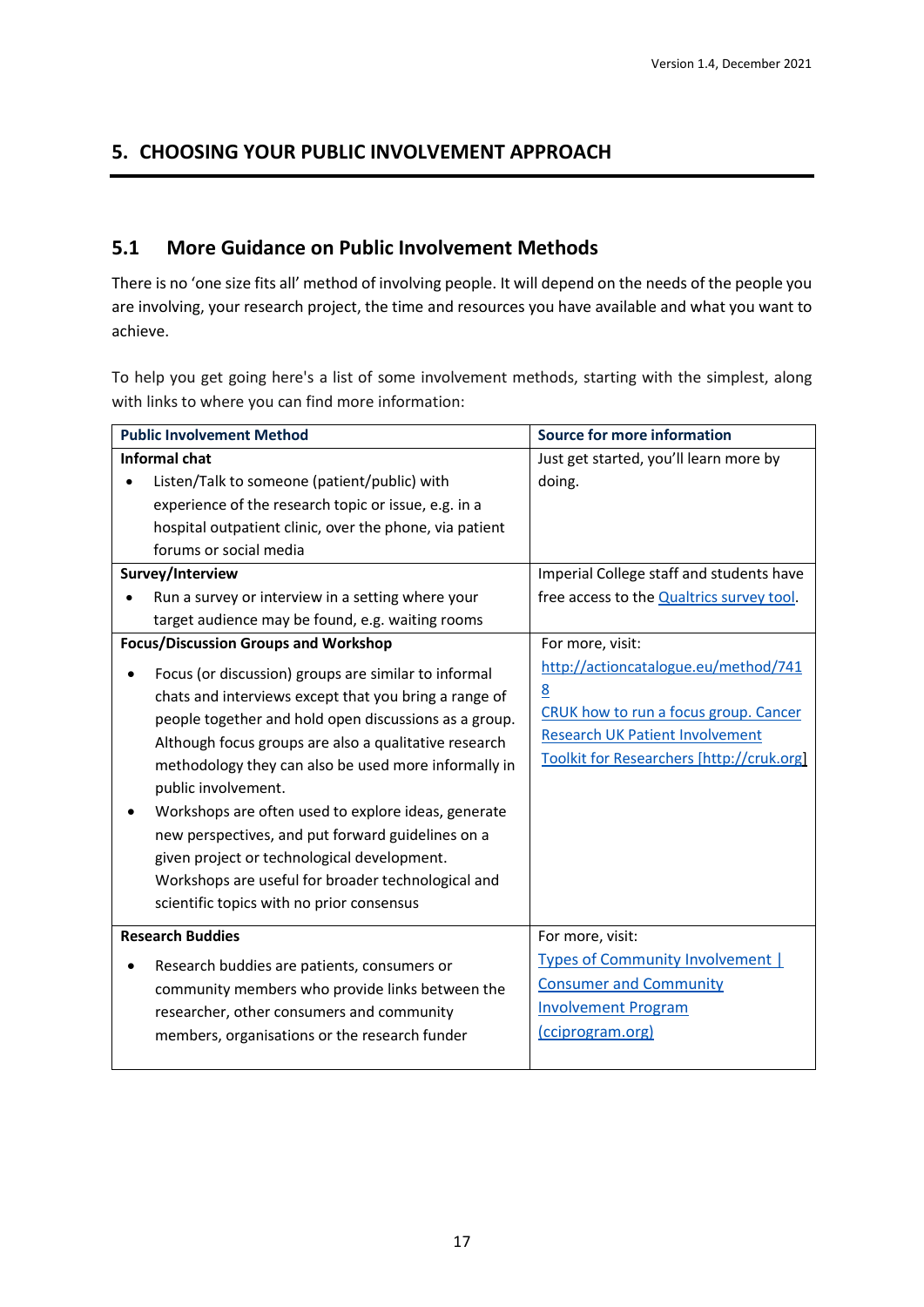## 5. CHOOSING YOUR PUBLIC INVOLVEMENT APPROACH

### 5.1 More Guidance on Public Involvement Methods

There is no 'one size fits all' method of involving people. It will depend on the needs of the people you are involving, your research project, the time and resources you have available and what you want to achieve.

To help you get going here's a list of some involvement methods, starting with the simplest, along with links to where you can find more information:

| Public Involvement Method | Source for more information |
| --- | --- |
| **Informal chat**<br>• Listen/Talk to someone (patient/public) with experience of the research topic or issue, e.g. in a hospital outpatient clinic, over the phone, via patient forums or social media | Just get started, you'll learn more by doing. |
| **Survey/Interview**<br>• Run a survey or interview in a setting where your target audience may be found, e.g. waiting rooms | Imperial College staff and students have free access to the Qualtrics survey tool. |
| **Focus/Discussion Groups and Workshop**<br>• Focus (or discussion) groups are similar to informal chats and interviews except that you bring a range of people together and hold open discussions as a group. Although focus groups are also a qualitative research methodology they can also be used more informally in public involvement.<br>• Workshops are often used to explore ideas, generate new perspectives, and put forward guidelines on a given project or technological development. Workshops are useful for broader technological and scientific topics with no prior consensus | For more, visit:<br>http://actioncatalogue.eu/method/7418<br>CRUK how to run a focus group. Cancer Research UK Patient Involvement Toolkit for Researchers [http://cruk.org] |
| **Research Buddies**<br>• Research buddies are patients, consumers or community members who provide links between the researcher, other consumers and community members, organisations or the research funder | For more, visit:<br>Types of Community Involvement \| Consumer and Community Involvement Program (cciprogram.org) |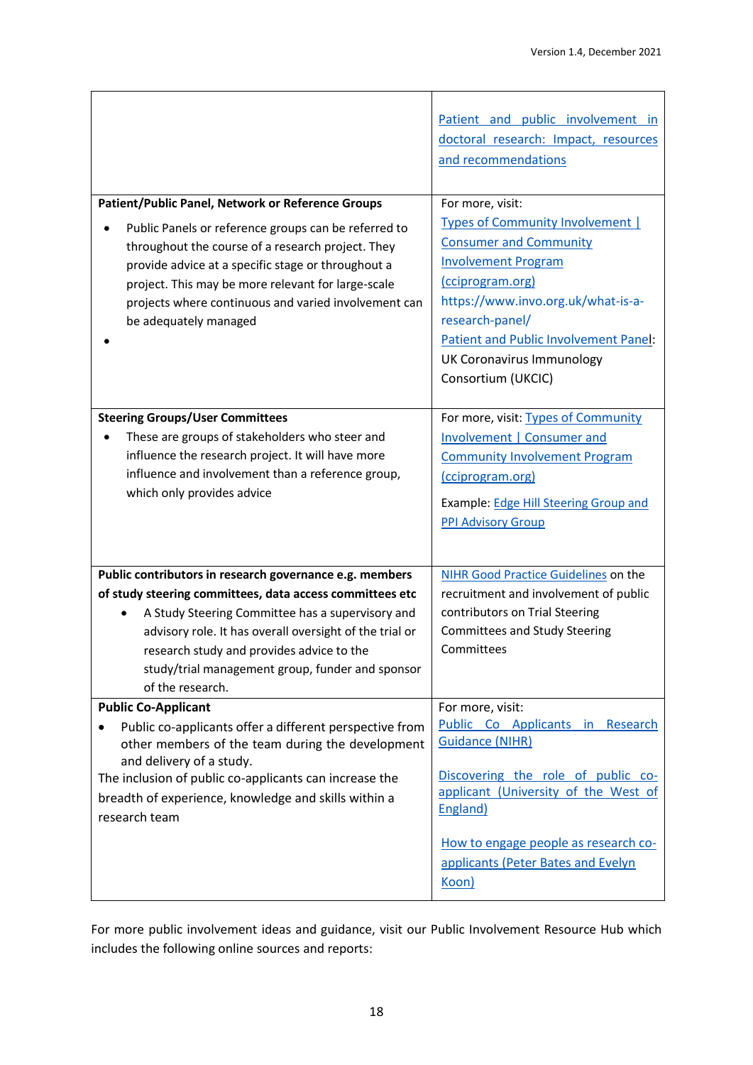| | |
|---|---|
| | Patient and public involvement in doctoral research: Impact, resources and recommendations |
| **Patient/Public Panel, Network or Reference Groups**<br><br>• Public Panels or reference groups can be referred to throughout the course of a research project. They provide advice at a specific stage or throughout a project. This may be more relevant for large-scale projects where continuous and varied involvement can be adequately managed<br>• | For more, visit:<br>Types of Community Involvement \| Consumer and Community Involvement Program (cciprogram.org)<br>https://www.invo.org.uk/what-is-a-research-panel/<br>Patient and Public Involvement Panel: UK Coronavirus Immunology Consortium (UKCIC) |
| **Steering Groups/User Committees**<br><br>• These are groups of stakeholders who steer and influence the research project. It will have more influence and involvement than a reference group, which only provides advice | For more, visit: Types of Community Involvement \| Consumer and Community Involvement Program (cciprogram.org)<br><br>Example: Edge Hill Steering Group and PPI Advisory Group |
| **Public contributors in research governance e.g. members of study steering committees, data access committees etc**<br><br>• A Study Steering Committee has a supervisory and advisory role. It has overall oversight of the trial or research study and provides advice to the study/trial management group, funder and sponsor of the research. | NIHR Good Practice Guidelines on the recruitment and involvement of public contributors on Trial Steering Committees and Study Steering Committees |
| **Public Co-Applicant**<br><br>• Public co-applicants offer a different perspective from other members of the team during the development and delivery of a study.<br><br>The inclusion of public co-applicants can increase the breadth of experience, knowledge and skills within a research team | For more, visit:<br>Public Co Applicants in Research Guidance (NIHR)<br><br>Discovering the role of public co-applicant (University of the West of England)<br><br>How to engage people as research co-applicants (Peter Bates and Evelyn Koon) |

For more public involvement ideas and guidance, visit our Public Involvement Resource Hub which includes the following online sources and reports: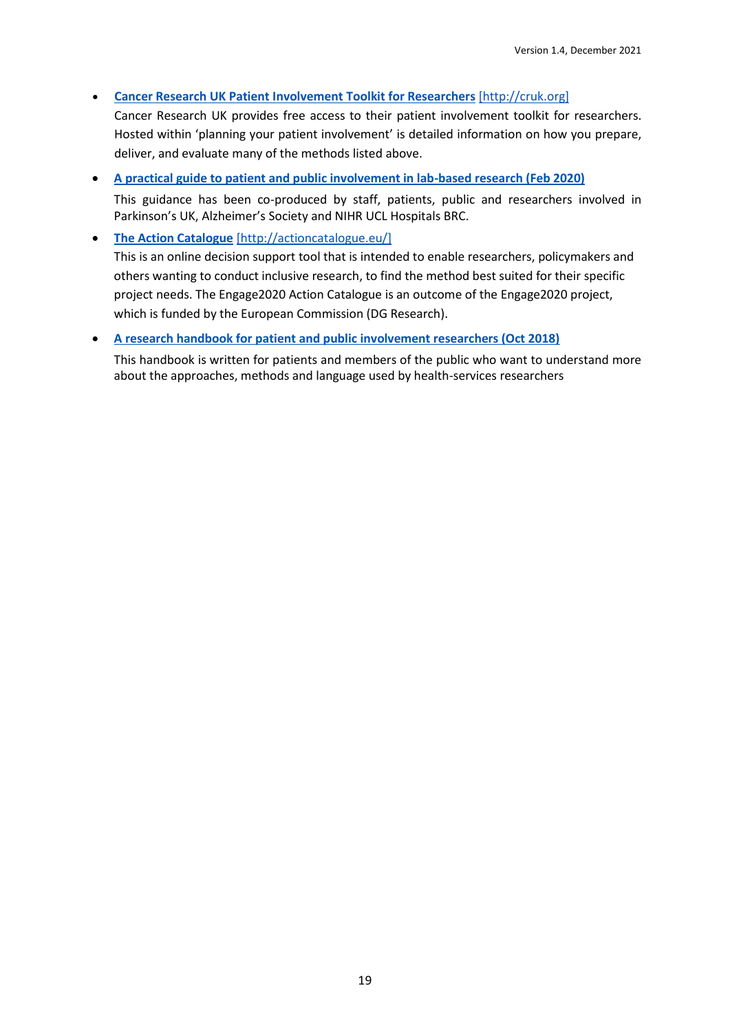- **Cancer Research UK Patient Involvement Toolkit for Researchers** [http://cruk.org]
  Cancer Research UK provides free access to their patient involvement toolkit for researchers. Hosted within 'planning your patient involvement' is detailed information on how you prepare, deliver, and evaluate many of the methods listed above.

- **A practical guide to patient and public involvement in lab-based research (Feb 2020)**

  This guidance has been co-produced by staff, patients, public and researchers involved in Parkinson's UK, Alzheimer's Society and NIHR UCL Hospitals BRC.

- **The Action Catalogue** [http://actioncatalogue.eu/]
  This is an online decision support tool that is intended to enable researchers, policymakers and others wanting to conduct inclusive research, to find the method best suited for their specific project needs. The Engage2020 Action Catalogue is an outcome of the Engage2020 project, which is funded by the European Commission (DG Research).

- **A research handbook for patient and public involvement researchers (Oct 2018)**

  This handbook is written for patients and members of the public who want to understand more about the approaches, methods and language used by health-services researchers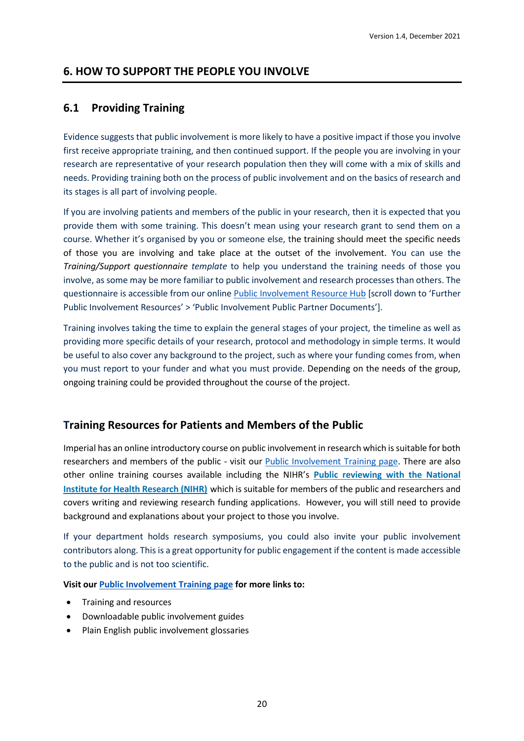## 6. HOW TO SUPPORT THE PEOPLE YOU INVOLVE

### 6.1 Providing Training

Evidence suggests that public involvement is more likely to have a positive impact if those you involve first receive appropriate training, and then continued support. If the people you are involving in your research are representative of your research population then they will come with a mix of skills and needs. Providing training both on the process of public involvement and on the basics of research and its stages is all part of involving people.

If you are involving patients and members of the public in your research, then it is expected that you provide them with some training. This doesn't mean using your research grant to send them on a course. Whether it's organised by you or someone else, the training should meet the specific needs of those you are involving and take place at the outset of the involvement. You can use the *Training/Support questionnaire template* to help you understand the training needs of those you involve, as some may be more familiar to public involvement and research processes than others. The questionnaire is accessible from our online Public Involvement Resource Hub [scroll down to 'Further Public Involvement Resources' > 'Public Involvement Public Partner Documents'].

Training involves taking the time to explain the general stages of your project, the timeline as well as providing more specific details of your research, protocol and methodology in simple terms. It would be useful to also cover any background to the project, such as where your funding comes from, when you must report to your funder and what you must provide. Depending on the needs of the group, ongoing training could be provided throughout the course of the project.

### Training Resources for Patients and Members of the Public

Imperial has an online introductory course on public involvement in research which is suitable for both researchers and members of the public - visit our Public Involvement Training page. There are also other online training courses available including the NIHR's **Public reviewing with the National Institute for Health Research (NIHR)** which is suitable for members of the public and researchers and covers writing and reviewing research funding applications. However, you will still need to provide background and explanations about your project to those you involve.

If your department holds research symposiums, you could also invite your public involvement contributors along. This is a great opportunity for public engagement if the content is made accessible to the public and is not too scientific.

**Visit our Public Involvement Training page for more links to:**

- Training and resources
- Downloadable public involvement guides
- Plain English public involvement glossaries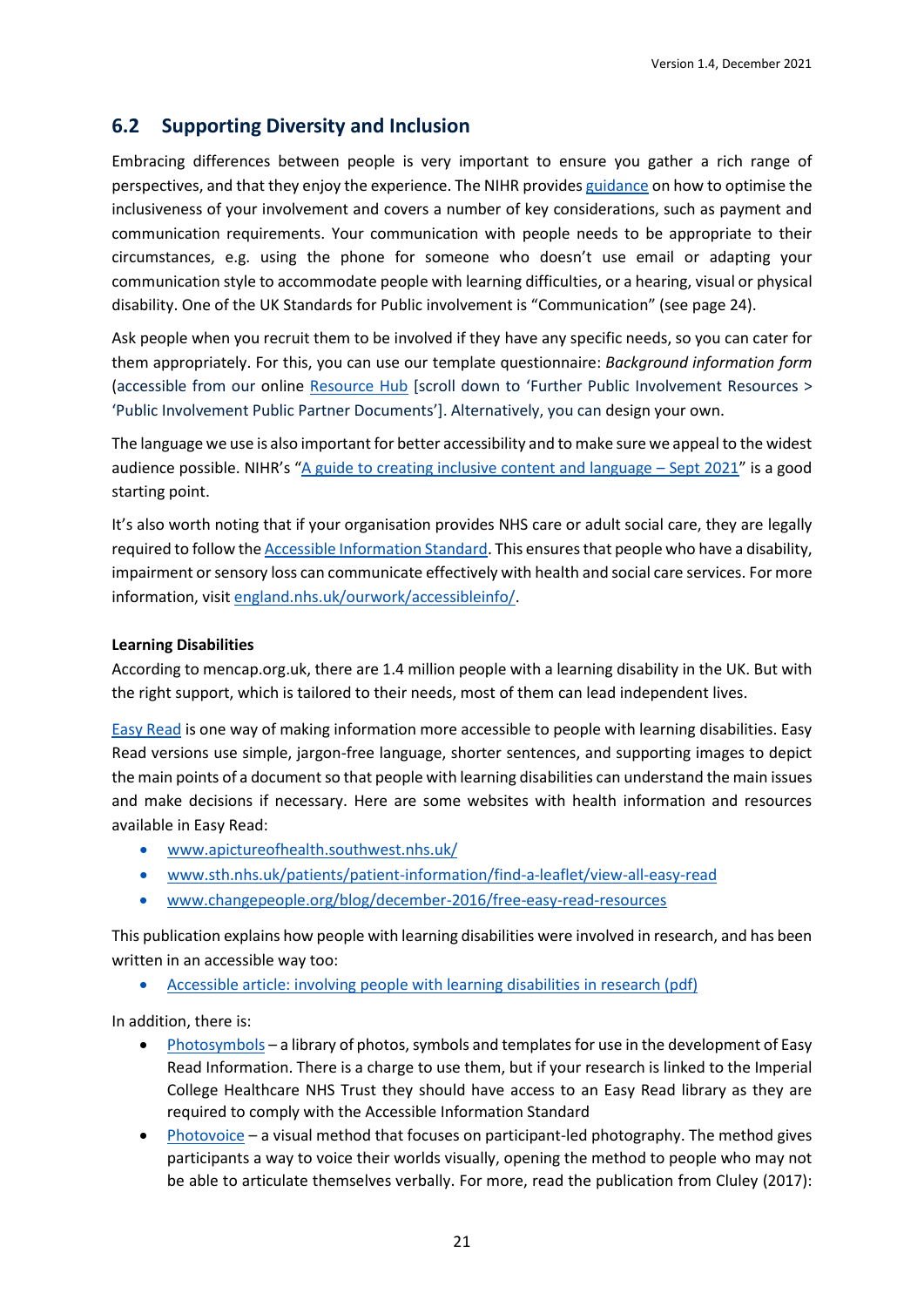## 6.2 Supporting Diversity and Inclusion

Embracing differences between people is very important to ensure you gather a rich range of perspectives, and that they enjoy the experience. The NIHR provides guidance on how to optimise the inclusiveness of your involvement and covers a number of key considerations, such as payment and communication requirements. Your communication with people needs to be appropriate to their circumstances, e.g. using the phone for someone who doesn't use email or adapting your communication style to accommodate people with learning difficulties, or a hearing, visual or physical disability. One of the UK Standards for Public involvement is "Communication" (see page 24).

Ask people when you recruit them to be involved if they have any specific needs, so you can cater for them appropriately. For this, you can use our template questionnaire: *Background information form* (accessible from our online Resource Hub [scroll down to 'Further Public Involvement Resources > 'Public Involvement Public Partner Documents']. Alternatively, you can design your own.

The language we use is also important for better accessibility and to make sure we appeal to the widest audience possible. NIHR's "A guide to creating inclusive content and language – Sept 2021" is a good starting point.

It's also worth noting that if your organisation provides NHS care or adult social care, they are legally required to follow the Accessible Information Standard. This ensures that people who have a disability, impairment or sensory loss can communicate effectively with health and social care services. For more information, visit england.nhs.uk/ourwork/accessibleinfo/.

**Learning Disabilities**

According to mencap.org.uk, there are 1.4 million people with a learning disability in the UK. But with the right support, which is tailored to their needs, most of them can lead independent lives.

Easy Read is one way of making information more accessible to people with learning disabilities. Easy Read versions use simple, jargon-free language, shorter sentences, and supporting images to depict the main points of a document so that people with learning disabilities can understand the main issues and make decisions if necessary. Here are some websites with health information and resources available in Easy Read:

- www.apictureofhealth.southwest.nhs.uk/
- www.sth.nhs.uk/patients/patient-information/find-a-leaflet/view-all-easy-read
- www.changepeople.org/blog/december-2016/free-easy-read-resources

This publication explains how people with learning disabilities were involved in research, and has been written in an accessible way too:

- Accessible article: involving people with learning disabilities in research (pdf)

In addition, there is:

- Photosymbols – a library of photos, symbols and templates for use in the development of Easy Read Information. There is a charge to use them, but if your research is linked to the Imperial College Healthcare NHS Trust they should have access to an Easy Read library as they are required to comply with the Accessible Information Standard
- Photovoice – a visual method that focuses on participant-led photography. The method gives participants a way to voice their worlds visually, opening the method to people who may not be able to articulate themselves verbally. For more, read the publication from Cluley (2017):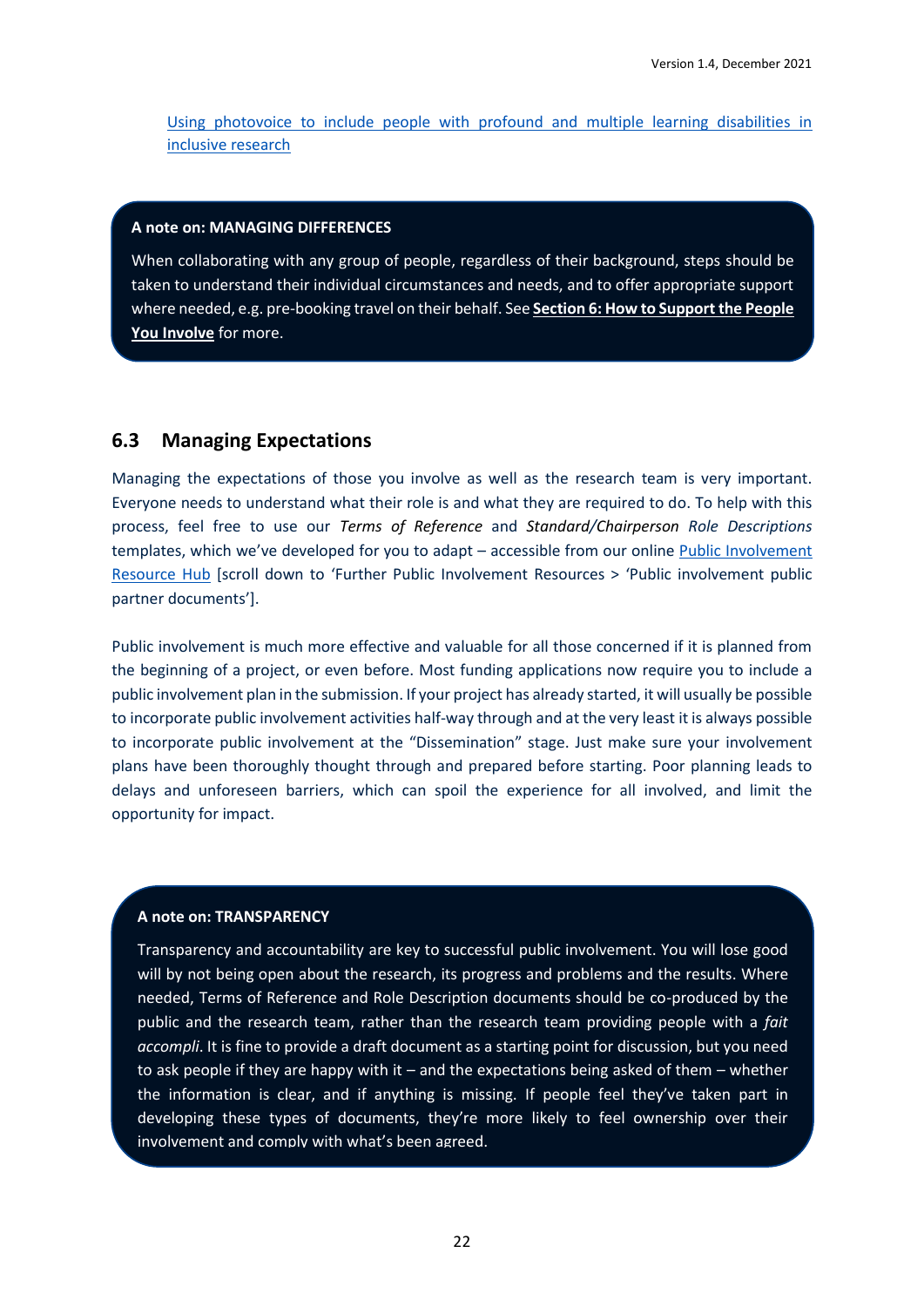[Using photovoice to include people with profound and multiple learning disabilities in inclusive research]

**A note on: MANAGING DIFFERENCES**

When collaborating with any group of people, regardless of their background, steps should be taken to understand their individual circumstances and needs, and to offer appropriate support where needed, e.g. pre-booking travel on their behalf. See **Section 6: How to Support the People You Involve** for more.

## 6.3 Managing Expectations

Managing the expectations of those you involve as well as the research team is very important. Everyone needs to understand what their role is and what they are required to do. To help with this process, feel free to use our *Terms of Reference* and *Standard/Chairperson Role Descriptions* templates, which we've developed for you to adapt – accessible from our online [Public Involvement Resource Hub] [scroll down to 'Further Public Involvement Resources > 'Public involvement public partner documents'].

Public involvement is much more effective and valuable for all those concerned if it is planned from the beginning of a project, or even before. Most funding applications now require you to include a public involvement plan in the submission. If your project has already started, it will usually be possible to incorporate public involvement activities half-way through and at the very least it is always possible to incorporate public involvement at the "Dissemination" stage. Just make sure your involvement plans have been thoroughly thought through and prepared before starting. Poor planning leads to delays and unforeseen barriers, which can spoil the experience for all involved, and limit the opportunity for impact.

**A note on: TRANSPARENCY**

Transparency and accountability are key to successful public involvement. You will lose good will by not being open about the research, its progress and problems and the results. Where needed, Terms of Reference and Role Description documents should be co-produced by the public and the research team, rather than the research team providing people with a *fait accompli*. It is fine to provide a draft document as a starting point for discussion, but you need to ask people if they are happy with it – and the expectations being asked of them – whether the information is clear, and if anything is missing. If people feel they've taken part in developing these types of documents, they're more likely to feel ownership over their involvement and comply with what's been agreed.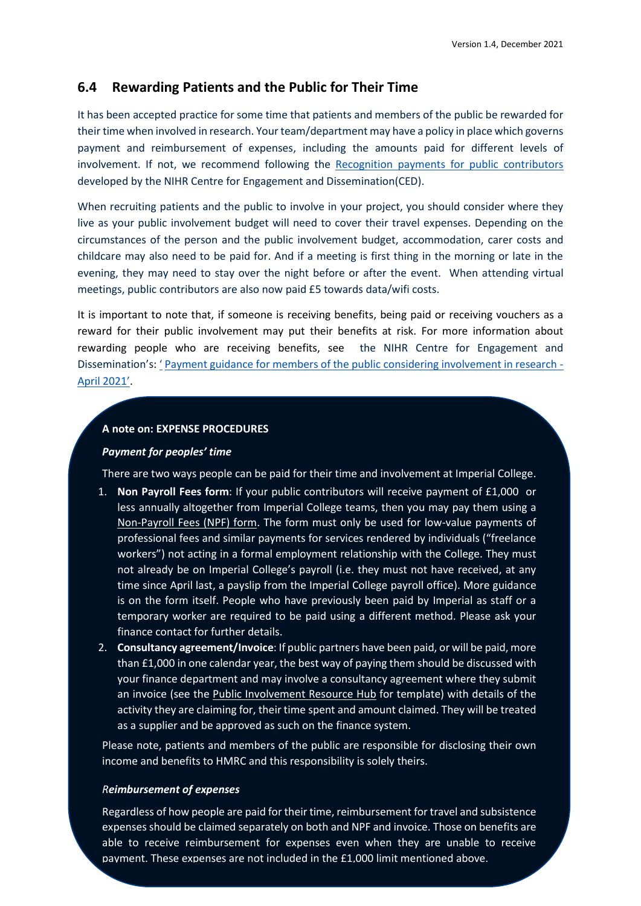## 6.4 Rewarding Patients and the Public for Their Time

It has been accepted practice for some time that patients and members of the public be rewarded for their time when involved in research. Your team/department may have a policy in place which governs payment and reimbursement of expenses, including the amounts paid for different levels of involvement. If not, we recommend following the Recognition payments for public contributors developed by the NIHR Centre for Engagement and Dissemination(CED).

When recruiting patients and the public to involve in your project, you should consider where they live as your public involvement budget will need to cover their travel expenses. Depending on the circumstances of the person and the public involvement budget, accommodation, carer costs and childcare may also need to be paid for. And if a meeting is first thing in the morning or late in the evening, they may need to stay over the night before or after the event. When attending virtual meetings, public contributors are also now paid £5 towards data/wifi costs.

It is important to note that, if someone is receiving benefits, being paid or receiving vouchers as a reward for their public involvement may put their benefits at risk. For more information about rewarding people who are receiving benefits, see the NIHR Centre for Engagement and Dissemination's: ' Payment guidance for members of the public considering involvement in research - April 2021'.

**A note on: EXPENSE PROCEDURES**

***Payment for peoples' time***

There are two ways people can be paid for their time and involvement at Imperial College.

1. **Non Payroll Fees form**: If your public contributors will receive payment of £1,000 or less annually altogether from Imperial College teams, then you may pay them using a Non-Payroll Fees (NPF) form. The form must only be used for low-value payments of professional fees and similar payments for services rendered by individuals ("freelance workers") not acting in a formal employment relationship with the College. They must not already be on Imperial College's payroll (i.e. they must not have received, at any time since April last, a payslip from the Imperial College payroll office). More guidance is on the form itself. People who have previously been paid by Imperial as staff or a temporary worker are required to be paid using a different method. Please ask your finance contact for further details.
2. **Consultancy agreement/Invoice**: If public partners have been paid, or will be paid, more than £1,000 in one calendar year, the best way of paying them should be discussed with your finance department and may involve a consultancy agreement where they submit an invoice (see the Public Involvement Resource Hub for template) with details of the activity they are claiming for, their time spent and amount claimed. They will be treated as a supplier and be approved as such on the finance system.

Please note, patients and members of the public are responsible for disclosing their own income and benefits to HMRC and this responsibility is solely theirs.

***Reimbursement of expenses***

Regardless of how people are paid for their time, reimbursement for travel and subsistence expenses should be claimed separately on both and NPF and invoice. Those on benefits are able to receive reimbursement for expenses even when they are unable to receive payment. These expenses are not included in the £1,000 limit mentioned above.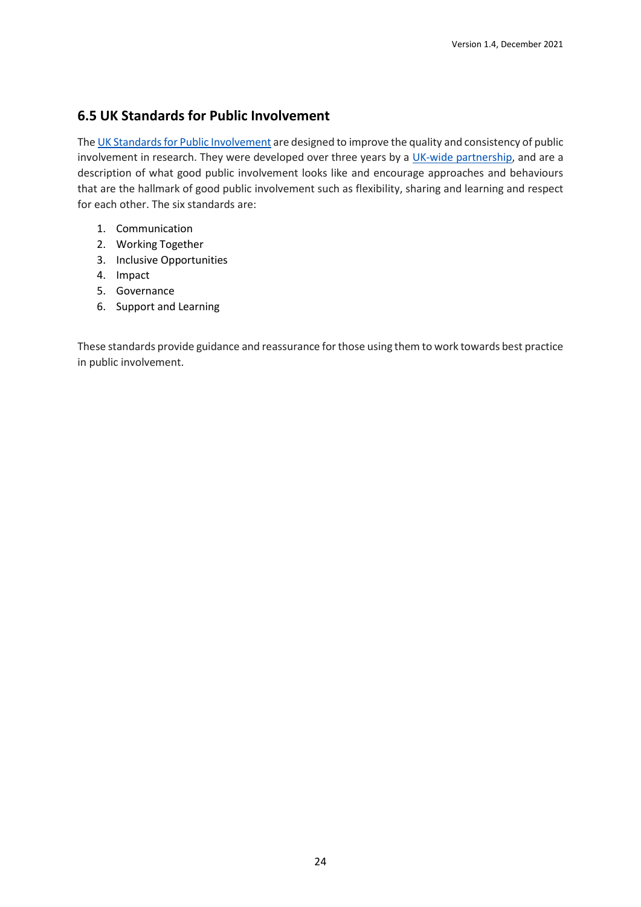## 6.5 UK Standards for Public Involvement

The UK Standards for Public Involvement are designed to improve the quality and consistency of public involvement in research. They were developed over three years by a UK-wide partnership, and are a description of what good public involvement looks like and encourage approaches and behaviours that are the hallmark of good public involvement such as flexibility, sharing and learning and respect for each other. The six standards are:

1. Communication
2. Working Together
3. Inclusive Opportunities
4. Impact
5. Governance
6. Support and Learning

These standards provide guidance and reassurance for those using them to work towards best practice in public involvement.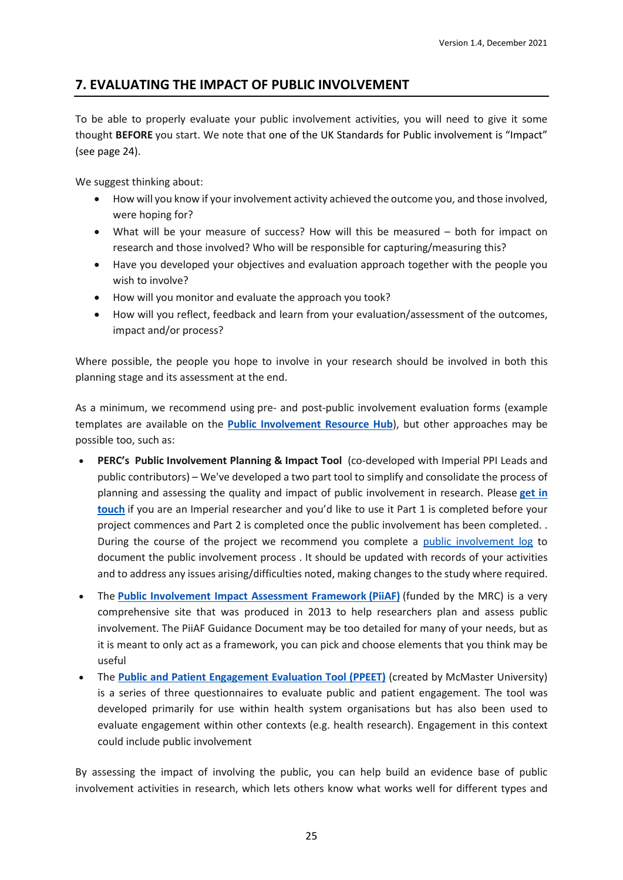## 7. EVALUATING THE IMPACT OF PUBLIC INVOLVEMENT

To be able to properly evaluate your public involvement activities, you will need to give it some thought **BEFORE** you start. We note that one of the UK Standards for Public involvement is "Impact" (see page 24).

We suggest thinking about:

- How will you know if your involvement activity achieved the outcome you, and those involved, were hoping for?
- What will be your measure of success? How will this be measured – both for impact on research and those involved? Who will be responsible for capturing/measuring this?
- Have you developed your objectives and evaluation approach together with the people you wish to involve?
- How will you monitor and evaluate the approach you took?
- How will you reflect, feedback and learn from your evaluation/assessment of the outcomes, impact and/or process?

Where possible, the people you hope to involve in your research should be involved in both this planning stage and its assessment at the end.

As a minimum, we recommend using pre- and post-public involvement evaluation forms (example templates are available on the **Public Involvement Resource Hub**), but other approaches may be possible too, such as:

- **PERC's Public Involvement Planning & Impact Tool** (co-developed with Imperial PPI Leads and public contributors) – We've developed a two part tool to simplify and consolidate the process of planning and assessing the quality and impact of public involvement in research. Please **get in touch** if you are an Imperial researcher and you'd like to use it Part 1 is completed before your project commences and Part 2 is completed once the public involvement has been completed. . During the course of the project we recommend you complete a public involvement log to document the public involvement process . It should be updated with records of your activities and to address any issues arising/difficulties noted, making changes to the study where required.
- The **Public Involvement Impact Assessment Framework (PiiAF)** (funded by the MRC) is a very comprehensive site that was produced in 2013 to help researchers plan and assess public involvement. The PiiAF Guidance Document may be too detailed for many of your needs, but as it is meant to only act as a framework, you can pick and choose elements that you think may be useful
- The **Public and Patient Engagement Evaluation Tool (PPEET)** (created by McMaster University) is a series of three questionnaires to evaluate public and patient engagement. The tool was developed primarily for use within health system organisations but has also been used to evaluate engagement within other contexts (e.g. health research). Engagement in this context could include public involvement

By assessing the impact of involving the public, you can help build an evidence base of public involvement activities in research, which lets others know what works well for different types and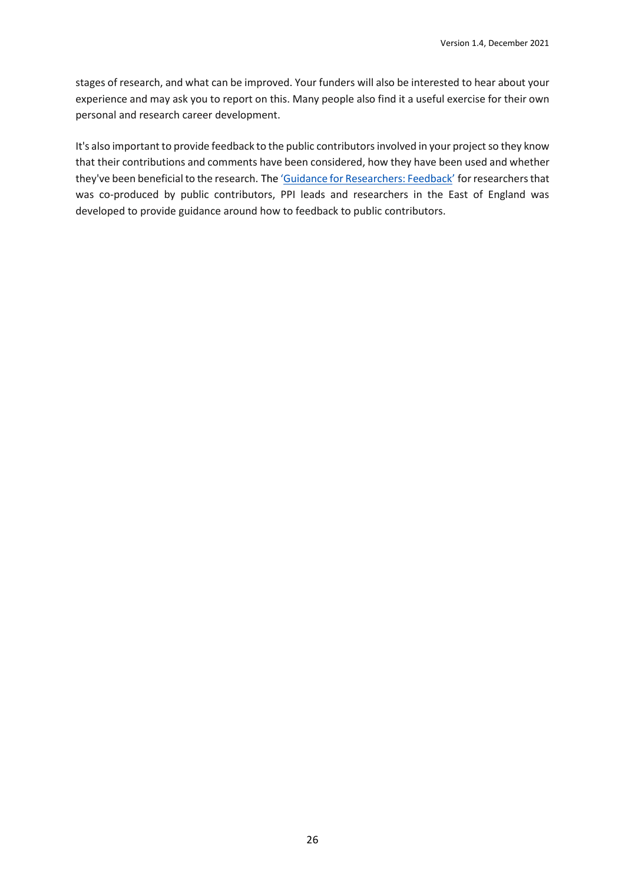stages of research, and what can be improved. Your funders will also be interested to hear about your experience and may ask you to report on this. Many people also find it a useful exercise for their own personal and research career development.

It's also important to provide feedback to the public contributors involved in your project so they know that their contributions and comments have been considered, how they have been used and whether they've been beneficial to the research. The '[Guidance for Researchers: Feedback]' for researchers that was co-produced by public contributors, PPI leads and researchers in the East of England was developed to provide guidance around how to feedback to public contributors.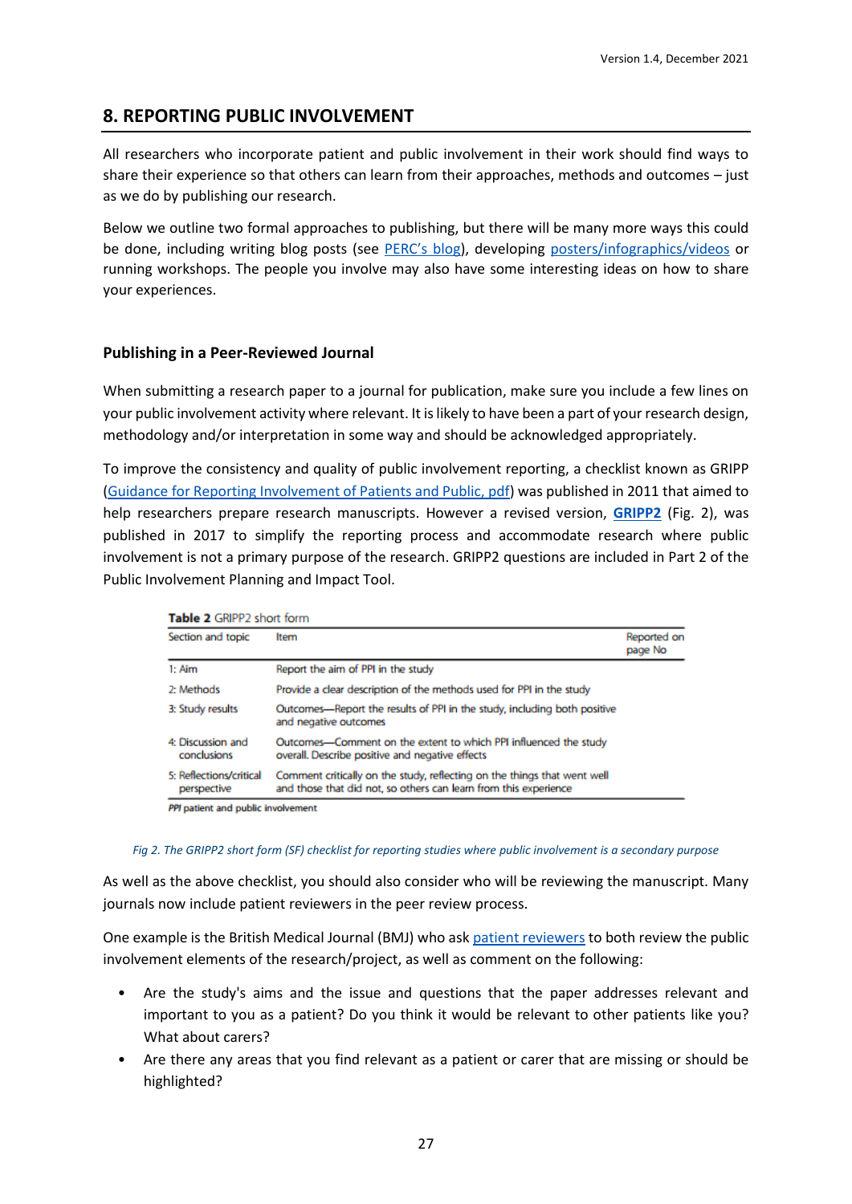## 8. REPORTING PUBLIC INVOLVEMENT

All researchers who incorporate patient and public involvement in their work should find ways to share their experience so that others can learn from their approaches, methods and outcomes – just as we do by publishing our research.

Below we outline two formal approaches to publishing, but there will be many more ways this could be done, including writing blog posts (see PERC's blog), developing posters/infographics/videos or running workshops. The people you involve may also have some interesting ideas on how to share your experiences.

### Publishing in a Peer-Reviewed Journal

When submitting a research paper to a journal for publication, make sure you include a few lines on your public involvement activity where relevant. It is likely to have been a part of your research design, methodology and/or interpretation in some way and should be acknowledged appropriately.

To improve the consistency and quality of public involvement reporting, a checklist known as GRIPP (Guidance for Reporting Involvement of Patients and Public, pdf) was published in 2011 that aimed to help researchers prepare research manuscripts. However a revised version, **GRIPP2** (Fig. 2), was published in 2017 to simplify the reporting process and accommodate research where public involvement is not a primary purpose of the research. GRIPP2 questions are included in Part 2 of the Public Involvement Planning and Impact Tool.

**Table 2** GRIPP2 short form

| Section and topic | Item | Reported on page No |
|---|---|---|
| 1: Aim | Report the aim of PPI in the study | |
| 2: Methods | Provide a clear description of the methods used for PPI in the study | |
| 3: Study results | Outcomes—Report the results of PPI in the study, including both positive and negative outcomes | |
| 4: Discussion and conclusions | Outcomes—Comment on the extent to which PPI influenced the study overall. Describe positive and negative effects | |
| 5: Reflections/critical perspective | Comment critically on the study, reflecting on the things that went well and those that did not, so others can learn from this experience | |

*PPI* patient and public involvement

*Fig 2. The GRIPP2 short form (SF) checklist for reporting studies where public involvement is a secondary purpose*

As well as the above checklist, you should also consider who will be reviewing the manuscript. Many journals now include patient reviewers in the peer review process.

One example is the British Medical Journal (BMJ) who ask patient reviewers to both review the public involvement elements of the research/project, as well as comment on the following:

- Are the study's aims and the issue and questions that the paper addresses relevant and important to you as a patient? Do you think it would be relevant to other patients like you? What about carers?
- Are there any areas that you find relevant as a patient or carer that are missing or should be highlighted?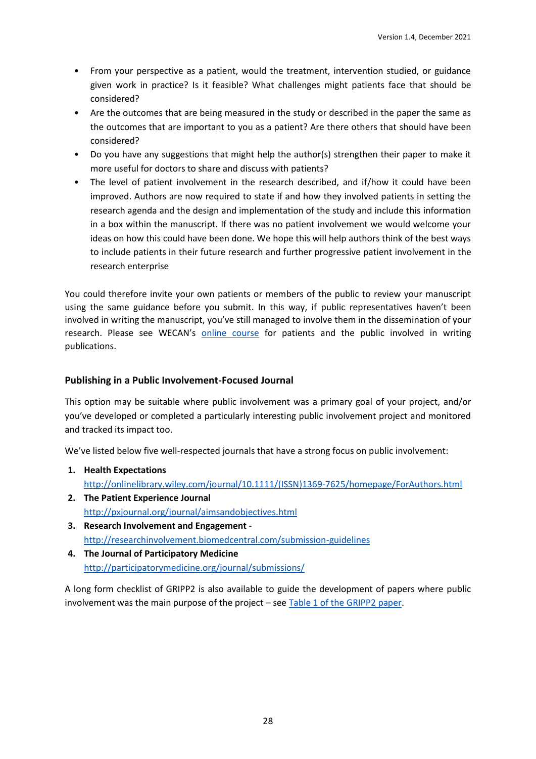- From your perspective as a patient, would the treatment, intervention studied, or guidance given work in practice? Is it feasible? What challenges might patients face that should be considered?
- Are the outcomes that are being measured in the study or described in the paper the same as the outcomes that are important to you as a patient? Are there others that should have been considered?
- Do you have any suggestions that might help the author(s) strengthen their paper to make it more useful for doctors to share and discuss with patients?
- The level of patient involvement in the research described, and if/how it could have been improved. Authors are now required to state if and how they involved patients in setting the research agenda and the design and implementation of the study and include this information in a box within the manuscript. If there was no patient involvement we would welcome your ideas on how this could have been done. We hope this will help authors think of the best ways to include patients in their future research and further progressive patient involvement in the research enterprise

You could therefore invite your own patients or members of the public to review your manuscript using the same guidance before you submit. In this way, if public representatives haven't been involved in writing the manuscript, you've still managed to involve them in the dissemination of your research. Please see WECAN's online course for patients and the public involved in writing publications.

### Publishing in a Public Involvement-Focused Journal

This option may be suitable where public involvement was a primary goal of your project, and/or you've developed or completed a particularly interesting public involvement project and monitored and tracked its impact too.

We've listed below five well-respected journals that have a strong focus on public involvement:

1. **Health Expectations**
   http://onlinelibrary.wiley.com/journal/10.1111/(ISSN)1369-7625/homepage/ForAuthors.html
2. **The Patient Experience Journal**
   http://pxjournal.org/journal/aimsandobjectives.html
3. **Research Involvement and Engagement** -
   http://researchinvolvement.biomedcentral.com/submission-guidelines
4. **The Journal of Participatory Medicine**
   http://participatorymedicine.org/journal/submissions/

A long form checklist of GRIPP2 is also available to guide the development of papers where public involvement was the main purpose of the project – see Table 1 of the GRIPP2 paper.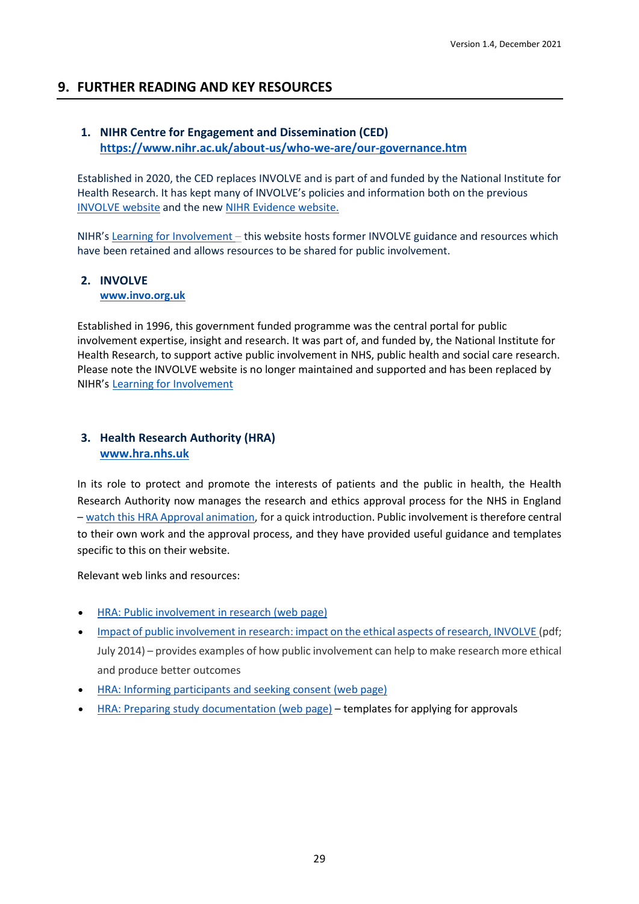## 9. FURTHER READING AND KEY RESOURCES

### 1. NIHR Centre for Engagement and Dissemination (CED)
**https://www.nihr.ac.uk/about-us/who-we-are/our-governance.htm**

Established in 2020, the CED replaces INVOLVE and is part of and funded by the National Institute for Health Research. It has kept many of INVOLVE's policies and information both on the previous INVOLVE website and the new NIHR Evidence website.

NIHR's Learning for Involvement – this website hosts former INVOLVE guidance and resources which have been retained and allows resources to be shared for public involvement.

### 2. INVOLVE
**www.invo.org.uk**

Established in 1996, this government funded programme was the central portal for public involvement expertise, insight and research. It was part of, and funded by, the National Institute for Health Research, to support active public involvement in NHS, public health and social care research. Please note the INVOLVE website is no longer maintained and supported and has been replaced by NIHR's Learning for Involvement

### 3. Health Research Authority (HRA)
**www.hra.nhs.uk**

In its role to protect and promote the interests of patients and the public in health, the Health Research Authority now manages the research and ethics approval process for the NHS in England – watch this HRA Approval animation, for a quick introduction. Public involvement is therefore central to their own work and the approval process, and they have provided useful guidance and templates specific to this on their website.

Relevant web links and resources:

- HRA: Public involvement in research (web page)
- Impact of public involvement in research: impact on the ethical aspects of research, INVOLVE (pdf; July 2014) – provides examples of how public involvement can help to make research more ethical and produce better outcomes
- HRA: Informing participants and seeking consent (web page)
- HRA: Preparing study documentation (web page) – templates for applying for approvals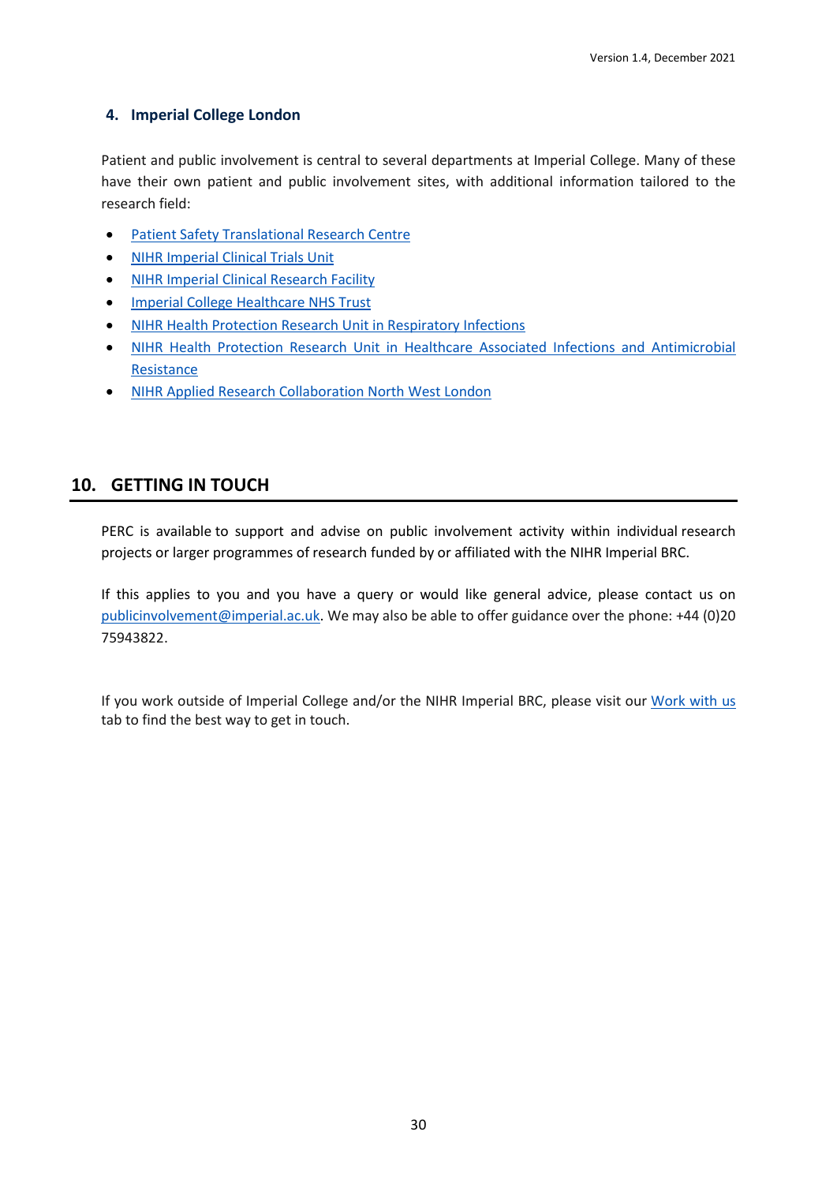### 4. Imperial College London

Patient and public involvement is central to several departments at Imperial College. Many of these have their own patient and public involvement sites, with additional information tailored to the research field:

- Patient Safety Translational Research Centre
- NIHR Imperial Clinical Trials Unit
- NIHR Imperial Clinical Research Facility
- Imperial College Healthcare NHS Trust
- NIHR Health Protection Research Unit in Respiratory Infections
- NIHR Health Protection Research Unit in Healthcare Associated Infections and Antimicrobial Resistance
- NIHR Applied Research Collaboration North West London

## 10. GETTING IN TOUCH

PERC is available to support and advise on public involvement activity within individual research projects or larger programmes of research funded by or affiliated with the NIHR Imperial BRC.

If this applies to you and you have a query or would like general advice, please contact us on publicinvolvement@imperial.ac.uk. We may also be able to offer guidance over the phone: +44 (0)20 75943822.

If you work outside of Imperial College and/or the NIHR Imperial BRC, please visit our Work with us tab to find the best way to get in touch.